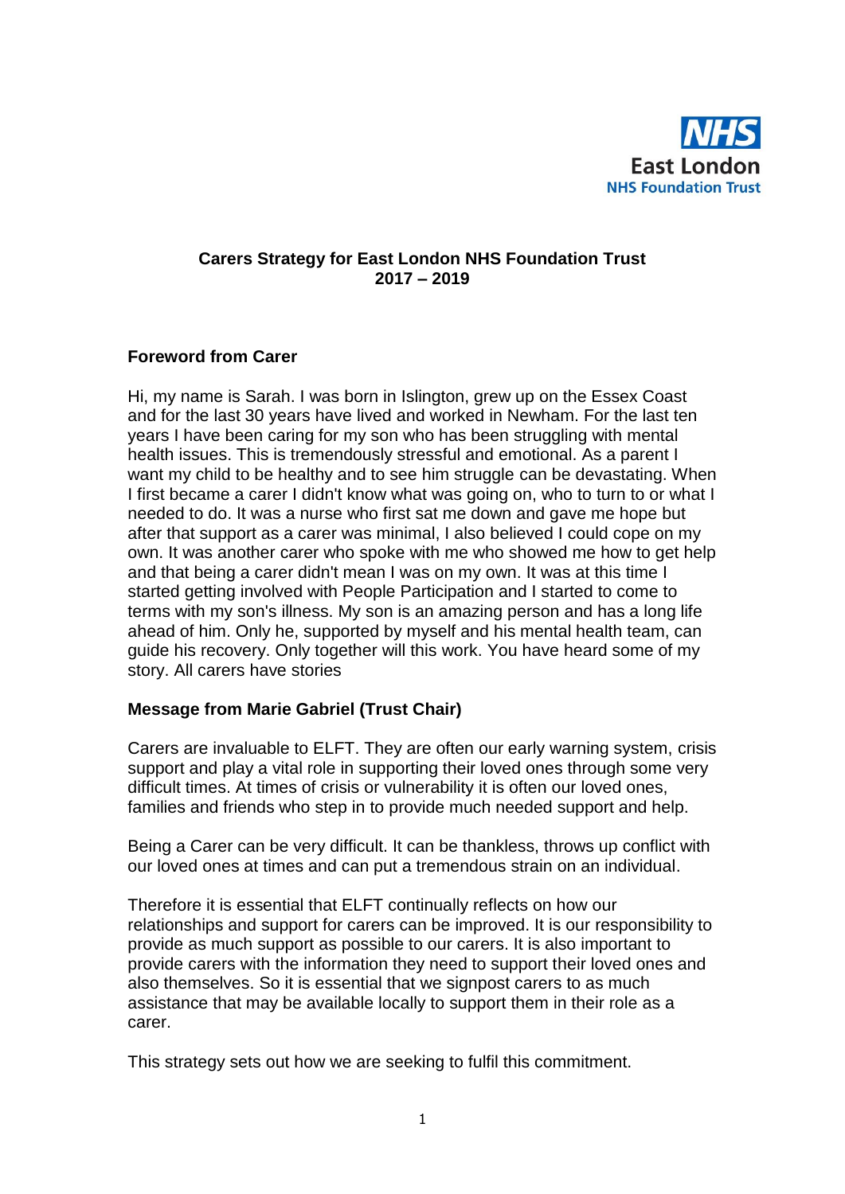NHS
East London
NHS Foundation Trust

# Carers Strategy for East London NHS Foundation Trust 2017 – 2019

## Foreword from Carer

Hi, my name is Sarah. I was born in Islington, grew up on the Essex Coast and for the last 30 years have lived and worked in Newham. For the last ten years I have been caring for my son who has been struggling with mental health issues. This is tremendously stressful and emotional. As a parent I want my child to be healthy and to see him struggle can be devastating. When I first became a carer I didn't know what was going on, who to turn to or what I needed to do. It was a nurse who first sat me down and gave me hope but after that support as a carer was minimal, I also believed I could cope on my own. It was another carer who spoke with me who showed me how to get help and that being a carer didn't mean I was on my own. It was at this time I started getting involved with People Participation and I started to come to terms with my son's illness. My son is an amazing person and has a long life ahead of him. Only he, supported by myself and his mental health team, can guide his recovery. Only together will this work. You have heard some of my story. All carers have stories

## Message from Marie Gabriel (Trust Chair)

Carers are invaluable to ELFT. They are often our early warning system, crisis support and play a vital role in supporting their loved ones through some very difficult times. At times of crisis or vulnerability it is often our loved ones, families and friends who step in to provide much needed support and help.

Being a Carer can be very difficult. It can be thankless, throws up conflict with our loved ones at times and can put a tremendous strain on an individual.

Therefore it is essential that ELFT continually reflects on how our relationships and support for carers can be improved. It is our responsibility to provide as much support as possible to our carers. It is also important to provide carers with the information they need to support their loved ones and also themselves. So it is essential that we signpost carers to as much assistance that may be available locally to support them in their role as a carer.

This strategy sets out how we are seeking to fulfil this commitment.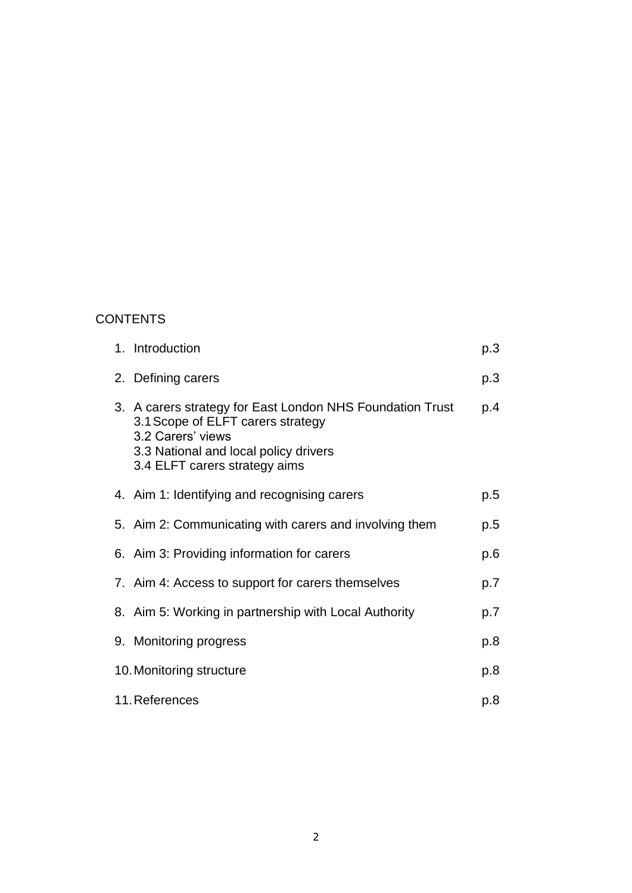CONTENTS

1. Introduction p.3
2. Defining carers p.3
3. A carers strategy for East London NHS Foundation Trust p.4
   - 3.1 Scope of ELFT carers strategy
   - 3.2 Carers' views
   - 3.3 National and local policy drivers
   - 3.4 ELFT carers strategy aims
4. Aim 1: Identifying and recognising carers p.5
5. Aim 2: Communicating with carers and involving them p.5
6. Aim 3: Providing information for carers p.6
7. Aim 4: Access to support for carers themselves p.7
8. Aim 5: Working in partnership with Local Authority p.7
9. Monitoring progress p.8
10. Monitoring structure p.8
11. References p.8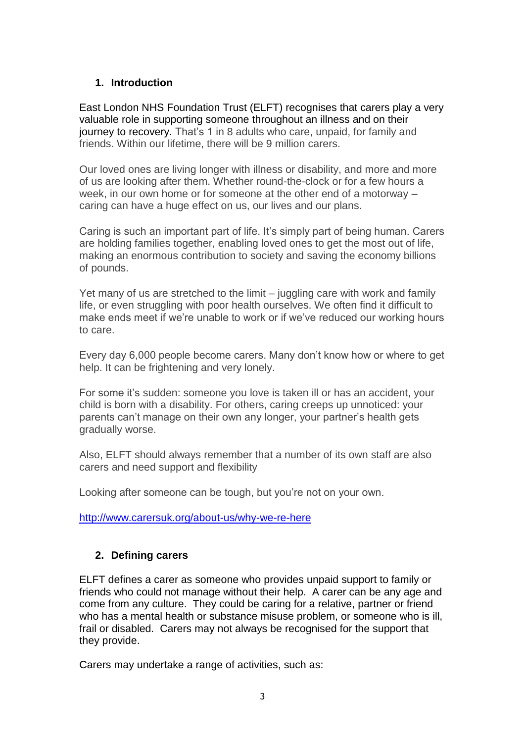## 1. Introduction

East London NHS Foundation Trust (ELFT) recognises that carers play a very valuable role in supporting someone throughout an illness and on their journey to recovery. That's 1 in 8 adults who care, unpaid, for family and friends. Within our lifetime, there will be 9 million carers.

Our loved ones are living longer with illness or disability, and more and more of us are looking after them. Whether round-the-clock or for a few hours a week, in our own home or for someone at the other end of a motorway – caring can have a huge effect on us, our lives and our plans.

Caring is such an important part of life. It's simply part of being human. Carers are holding families together, enabling loved ones to get the most out of life, making an enormous contribution to society and saving the economy billions of pounds.

Yet many of us are stretched to the limit – juggling care with work and family life, or even struggling with poor health ourselves. We often find it difficult to make ends meet if we're unable to work or if we've reduced our working hours to care.

Every day 6,000 people become carers. Many don't know how or where to get help. It can be frightening and very lonely.

For some it's sudden: someone you love is taken ill or has an accident, your child is born with a disability. For others, caring creeps up unnoticed: your parents can't manage on their own any longer, your partner's health gets gradually worse.

Also, ELFT should always remember that a number of its own staff are also carers and need support and flexibility

Looking after someone can be tough, but you're not on your own.

http://www.carersuk.org/about-us/why-we-re-here

## 2. Defining carers

ELFT defines a carer as someone who provides unpaid support to family or friends who could not manage without their help. A carer can be any age and come from any culture. They could be caring for a relative, partner or friend who has a mental health or substance misuse problem, or someone who is ill, frail or disabled. Carers may not always be recognised for the support that they provide.

Carers may undertake a range of activities, such as: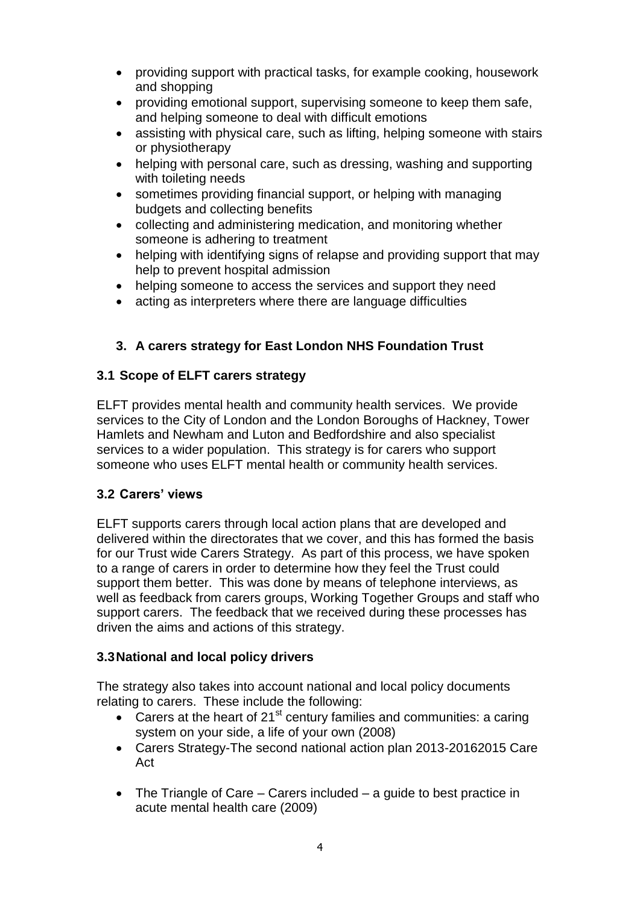- providing support with practical tasks, for example cooking, housework and shopping
- providing emotional support, supervising someone to keep them safe, and helping someone to deal with difficult emotions
- assisting with physical care, such as lifting, helping someone with stairs or physiotherapy
- helping with personal care, such as dressing, washing and supporting with toileting needs
- sometimes providing financial support, or helping with managing budgets and collecting benefits
- collecting and administering medication, and monitoring whether someone is adhering to treatment
- helping with identifying signs of relapse and providing support that may help to prevent hospital admission
- helping someone to access the services and support they need
- acting as interpreters where there are language difficulties

## 3. A carers strategy for East London NHS Foundation Trust

### 3.1 Scope of ELFT carers strategy

ELFT provides mental health and community health services. We provide services to the City of London and the London Boroughs of Hackney, Tower Hamlets and Newham and Luton and Bedfordshire and also specialist services to a wider population. This strategy is for carers who support someone who uses ELFT mental health or community health services.

### 3.2 Carers' views

ELFT supports carers through local action plans that are developed and delivered within the directorates that we cover, and this has formed the basis for our Trust wide Carers Strategy. As part of this process, we have spoken to a range of carers in order to determine how they feel the Trust could support them better. This was done by means of telephone interviews, as well as feedback from carers groups, Working Together Groups and staff who support carers. The feedback that we received during these processes has driven the aims and actions of this strategy.

### 3.3 National and local policy drivers

The strategy also takes into account national and local policy documents relating to carers. These include the following:

- Carers at the heart of 21st century families and communities: a caring system on your side, a life of your own (2008)
- Carers Strategy-The second national action plan 2013-20162015 Care Act
- The Triangle of Care – Carers included – a guide to best practice in acute mental health care (2009)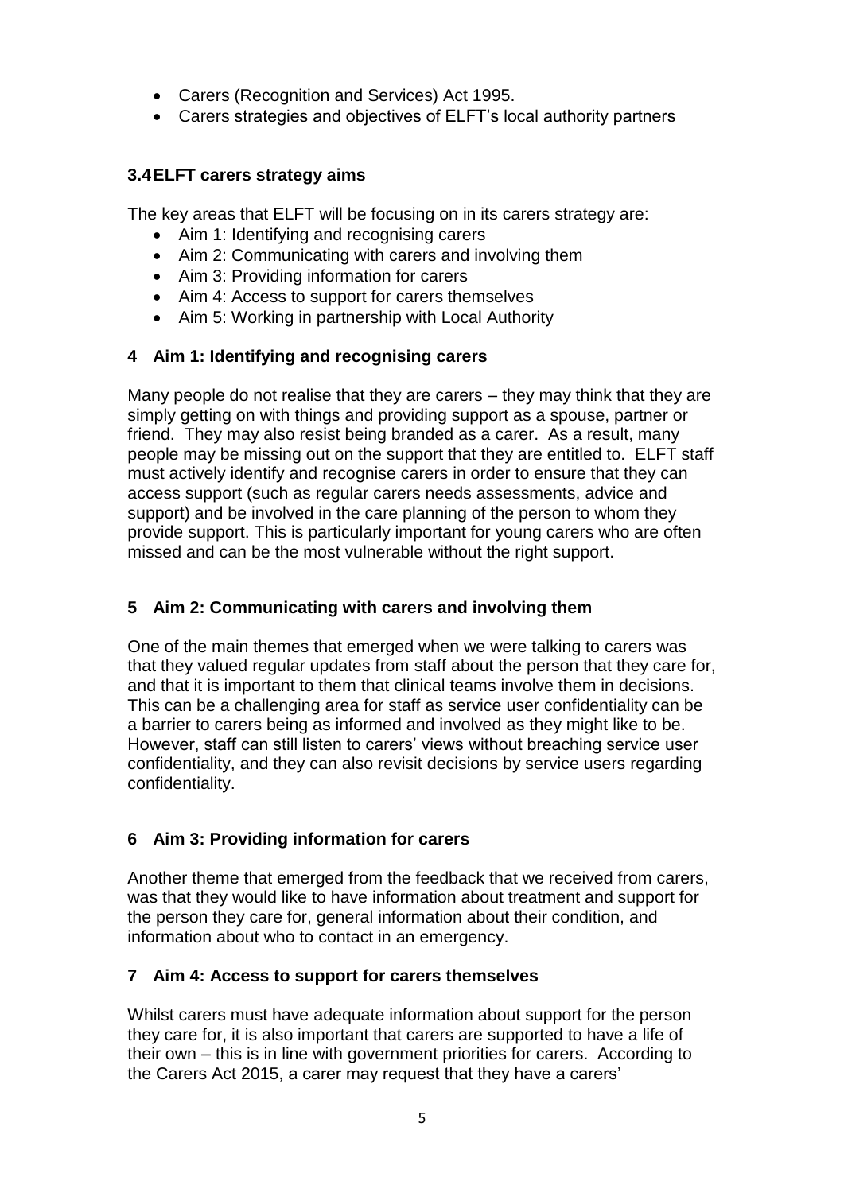- Carers (Recognition and Services) Act 1995.
- Carers strategies and objectives of ELFT's local authority partners

### 3.4 ELFT carers strategy aims

The key areas that ELFT will be focusing on in its carers strategy are:

- Aim 1: Identifying and recognising carers
- Aim 2: Communicating with carers and involving them
- Aim 3: Providing information for carers
- Aim 4: Access to support for carers themselves
- Aim 5: Working in partnership with Local Authority

## 4 Aim 1: Identifying and recognising carers

Many people do not realise that they are carers – they may think that they are simply getting on with things and providing support as a spouse, partner or friend. They may also resist being branded as a carer. As a result, many people may be missing out on the support that they are entitled to. ELFT staff must actively identify and recognise carers in order to ensure that they can access support (such as regular carers needs assessments, advice and support) and be involved in the care planning of the person to whom they provide support. This is particularly important for young carers who are often missed and can be the most vulnerable without the right support.

## 5 Aim 2: Communicating with carers and involving them

One of the main themes that emerged when we were talking to carers was that they valued regular updates from staff about the person that they care for, and that it is important to them that clinical teams involve them in decisions. This can be a challenging area for staff as service user confidentiality can be a barrier to carers being as informed and involved as they might like to be. However, staff can still listen to carers' views without breaching service user confidentiality, and they can also revisit decisions by service users regarding confidentiality.

## 6 Aim 3: Providing information for carers

Another theme that emerged from the feedback that we received from carers, was that they would like to have information about treatment and support for the person they care for, general information about their condition, and information about who to contact in an emergency.

## 7 Aim 4: Access to support for carers themselves

Whilst carers must have adequate information about support for the person they care for, it is also important that carers are supported to have a life of their own – this is in line with government priorities for carers. According to the Carers Act 2015, a carer may request that they have a carers'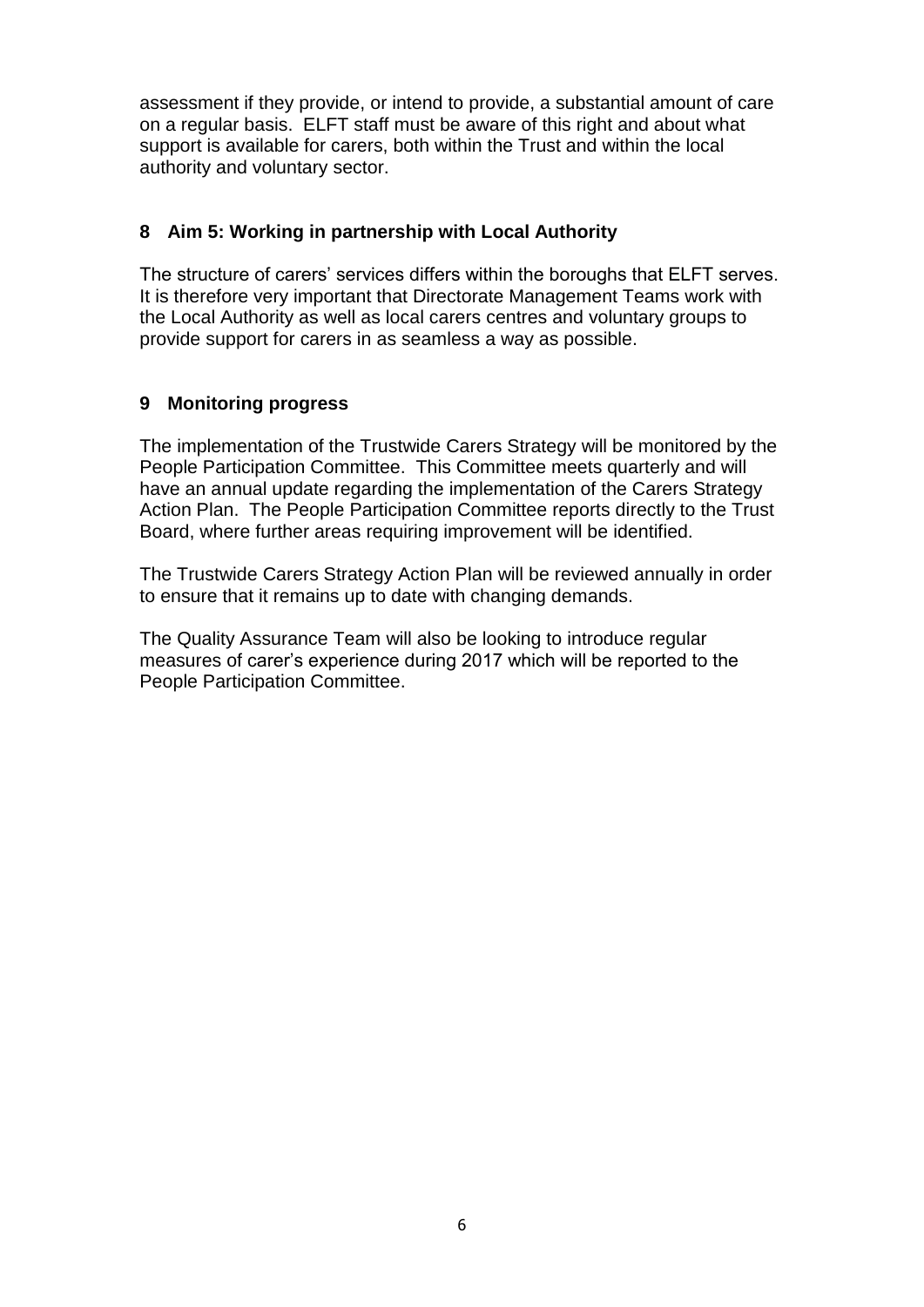assessment if they provide, or intend to provide, a substantial amount of care on a regular basis. ELFT staff must be aware of this right and about what support is available for carers, both within the Trust and within the local authority and voluntary sector.

## 8 Aim 5: Working in partnership with Local Authority

The structure of carers' services differs within the boroughs that ELFT serves. It is therefore very important that Directorate Management Teams work with the Local Authority as well as local carers centres and voluntary groups to provide support for carers in as seamless a way as possible.

## 9 Monitoring progress

The implementation of the Trustwide Carers Strategy will be monitored by the People Participation Committee. This Committee meets quarterly and will have an annual update regarding the implementation of the Carers Strategy Action Plan. The People Participation Committee reports directly to the Trust Board, where further areas requiring improvement will be identified.

The Trustwide Carers Strategy Action Plan will be reviewed annually in order to ensure that it remains up to date with changing demands.

The Quality Assurance Team will also be looking to introduce regular measures of carer's experience during 2017 which will be reported to the People Participation Committee.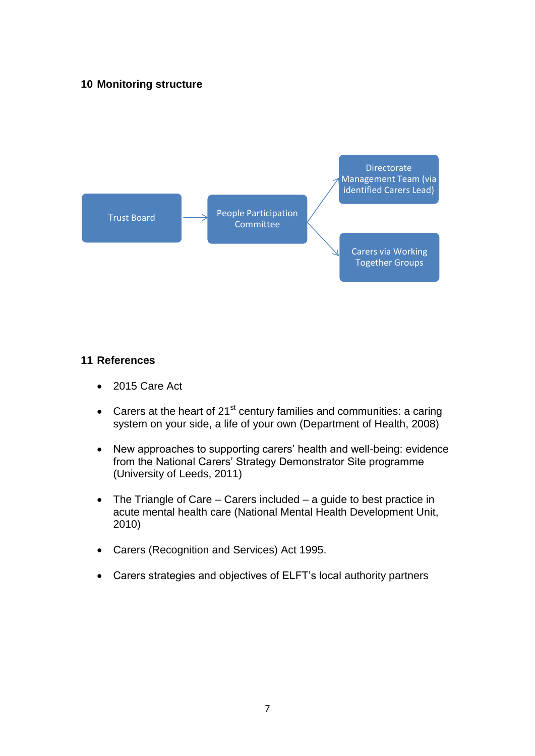## 10 Monitoring structure

Trust Board → People Participation Committee → Directorate Management Team (via identified Carers Lead)

People Participation Committee → Carers via Working Together Groups

## 11 References

- 2015 Care Act
- Carers at the heart of 21st century families and communities: a caring system on your side, a life of your own (Department of Health, 2008)
- New approaches to supporting carers' health and well-being: evidence from the National Carers' Strategy Demonstrator Site programme (University of Leeds, 2011)
- The Triangle of Care – Carers included – a guide to best practice in acute mental health care (National Mental Health Development Unit, 2010)
- Carers (Recognition and Services) Act 1995.
- Carers strategies and objectives of ELFT's local authority partners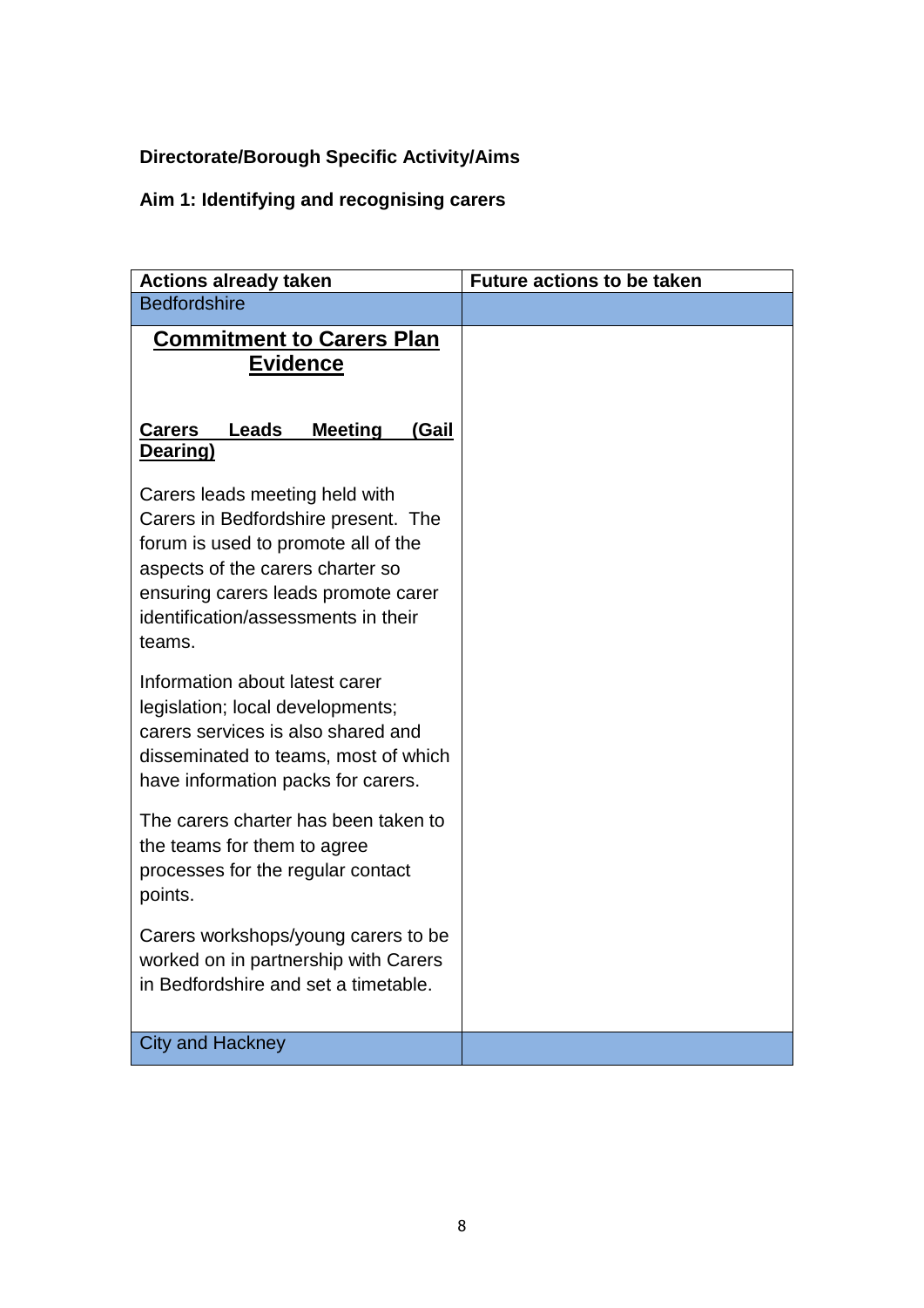**Directorate/Borough Specific Activity/Aims**

**Aim 1: Identifying and recognising carers**

| Actions already taken | Future actions to be taken |
|---|---|
| Bedfordshire | |
| **<u>Commitment to Carers Plan Evidence</u>**<br><br>**<u>Carers Leads Meeting (Gail Dearing)</u>**<br><br>Carers leads meeting held with Carers in Bedfordshire present. The forum is used to promote all of the aspects of the carers charter so ensuring carers leads promote carer identification/assessments in their teams.<br><br>Information about latest carer legislation; local developments; carers services is also shared and disseminated to teams, most of which have information packs for carers.<br><br>The carers charter has been taken to the teams for them to agree processes for the regular contact points.<br><br>Carers workshops/young carers to be worked on in partnership with Carers in Bedfordshire and set a timetable. | |
| City and Hackney | |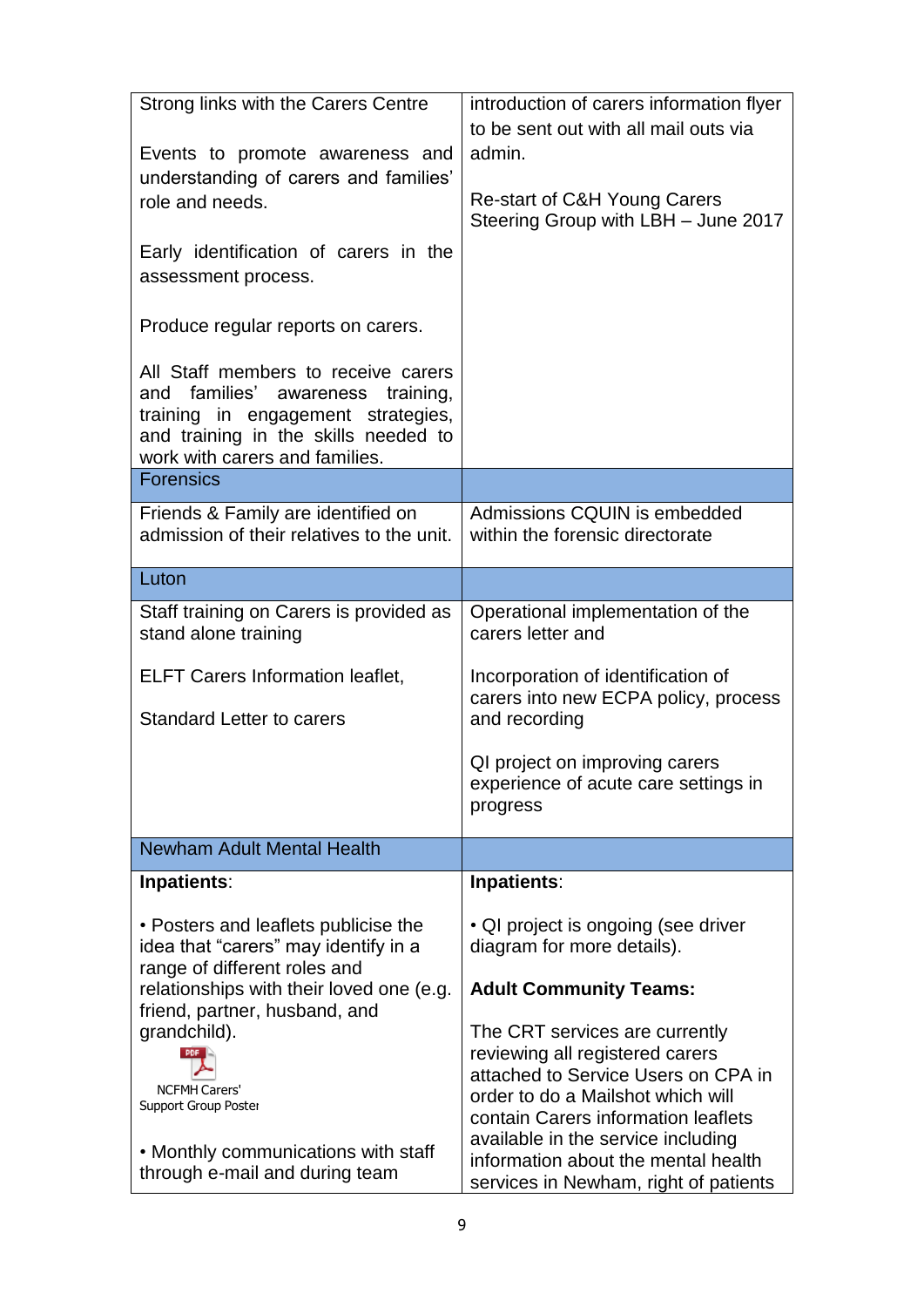| | |
|---|---|
| Strong links with the Carers Centre<br><br>Events to promote awareness and understanding of carers and families' role and needs.<br><br>Early identification of carers in the assessment process.<br><br>Produce regular reports on carers.<br><br>All Staff members to receive carers and families' awareness training, training in engagement strategies, and training in the skills needed to work with carers and families. | introduction of carers information flyer to be sent out with all mail outs via admin.<br><br>Re-start of C&H Young Carers Steering Group with LBH – June 2017 |
| Forensics | |
| Friends & Family are identified on admission of their relatives to the unit. | Admissions CQUIN is embedded within the forensic directorate |
| Luton | |
| Staff training on Carers is provided as stand alone training<br><br>ELFT Carers Information leaflet,<br><br>Standard Letter to carers | Operational implementation of the carers letter and<br><br>Incorporation of identification of carers into new ECPA policy, process and recording<br><br>QI project on improving carers experience of acute care settings in progress |
| Newham Adult Mental Health | |
| **Inpatients**:<br><br>• Posters and leaflets publicise the idea that "carers" may identify in a range of different roles and relationships with their loved one (e.g. friend, partner, husband, and grandchild).<br><br>NCFMH Carers' Support Group Poster<br><br>• Monthly communications with staff through e-mail and during team | **Inpatients**:<br><br>• QI project is ongoing (see driver diagram for more details).<br><br>**Adult Community Teams:**<br><br>The CRT services are currently reviewing all registered carers attached to Service Users on CPA in order to do a Mailshot which will contain Carers information leaflets available in the service including information about the mental health services in Newham, right of patients |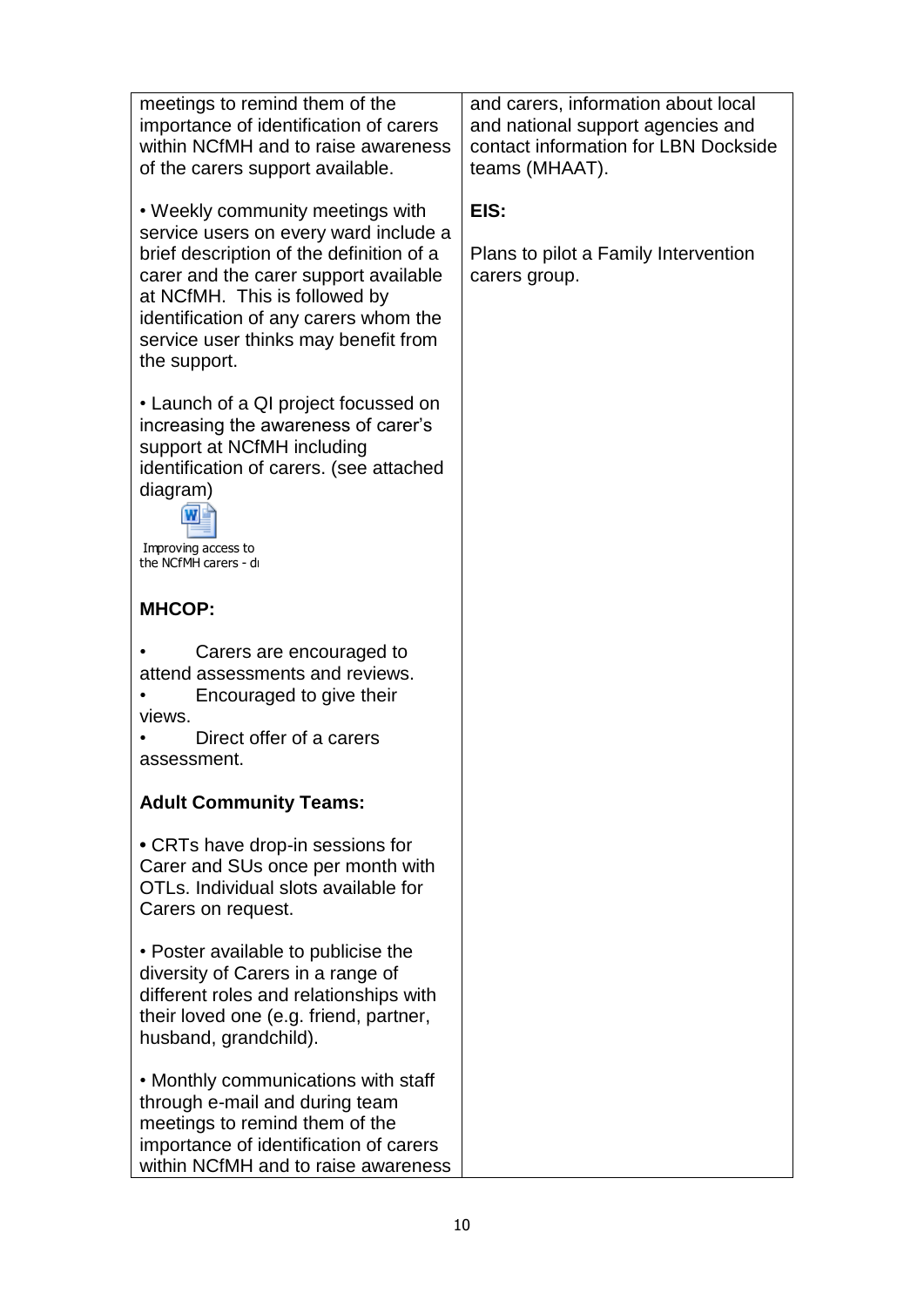| | |
|---|---|
| meetings to remind them of the importance of identification of carers within NCfMH and to raise awareness of the carers support available.<br><br>• Weekly community meetings with service users on every ward include a brief description of the definition of a carer and the carer support available at NCfMH. This is followed by identification of any carers whom the service user thinks may benefit from the support.<br><br>• Launch of a QI project focussed on increasing the awareness of carer's support at NCfMH including identification of carers. (see attached diagram)<br><br>Improving access to the NCfMH carers - di<br><br>**MHCOP:**<br><br>• Carers are encouraged to attend assessments and reviews.<br>• Encouraged to give their views.<br>• Direct offer of a carers assessment.<br><br>**Adult Community Teams:**<br><br>• CRTs have drop-in sessions for Carer and SUs once per month with OTLs. Individual slots available for Carers on request.<br><br>• Poster available to publicise the diversity of Carers in a range of different roles and relationships with their loved one (e.g. friend, partner, husband, grandchild).<br><br>• Monthly communications with staff through e-mail and during team meetings to remind them of the importance of identification of carers within NCfMH and to raise awareness | and carers, information about local and national support agencies and contact information for LBN Dockside teams (MHAAT).<br><br>**EIS:**<br><br>Plans to pilot a Family Intervention carers group. |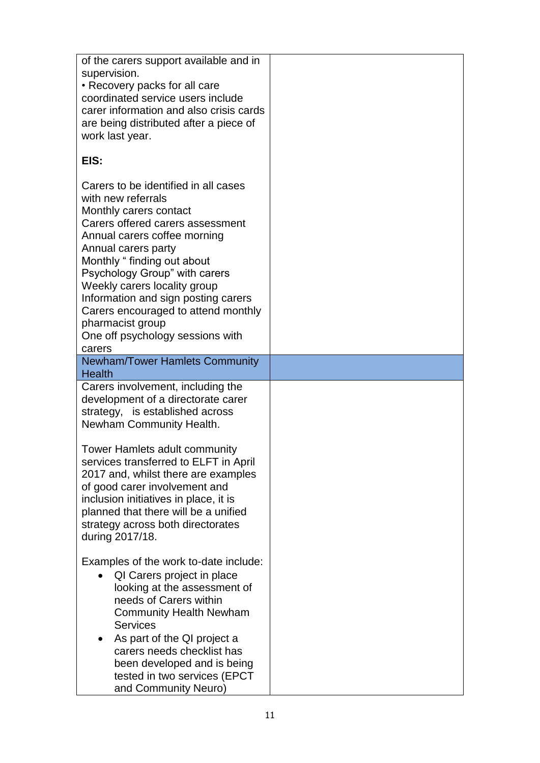| | |
|---|---|
| of the carers support available and in supervision.<br>• Recovery packs for all care coordinated service users include carer information and also crisis cards are being distributed after a piece of work last year.<br><br>**EIS:**<br><br>Carers to be identified in all cases with new referrals<br>Monthly carers contact<br>Carers offered carers assessment<br>Annual carers coffee morning<br>Annual carers party<br>Monthly " finding out about Psychology Group" with carers<br>Weekly carers locality group<br>Information and sign posting carers<br>Carers encouraged to attend monthly pharmacist group<br>One off psychology sessions with carers | |
| Newham/Tower Hamlets Community Health | |
| Carers involvement, including the development of a directorate carer strategy, is established across Newham Community Health.<br><br>Tower Hamlets adult community services transferred to ELFT in April 2017 and, whilst there are examples of good carer involvement and inclusion initiatives in place, it is planned that there will be a unified strategy across both directorates during 2017/18.<br><br>Examples of the work to-date include:<br>• QI Carers project in place looking at the assessment of needs of Carers within Community Health Newham Services<br>• As part of the QI project a carers needs checklist has been developed and is being tested in two services (EPCT and Community Neuro) | |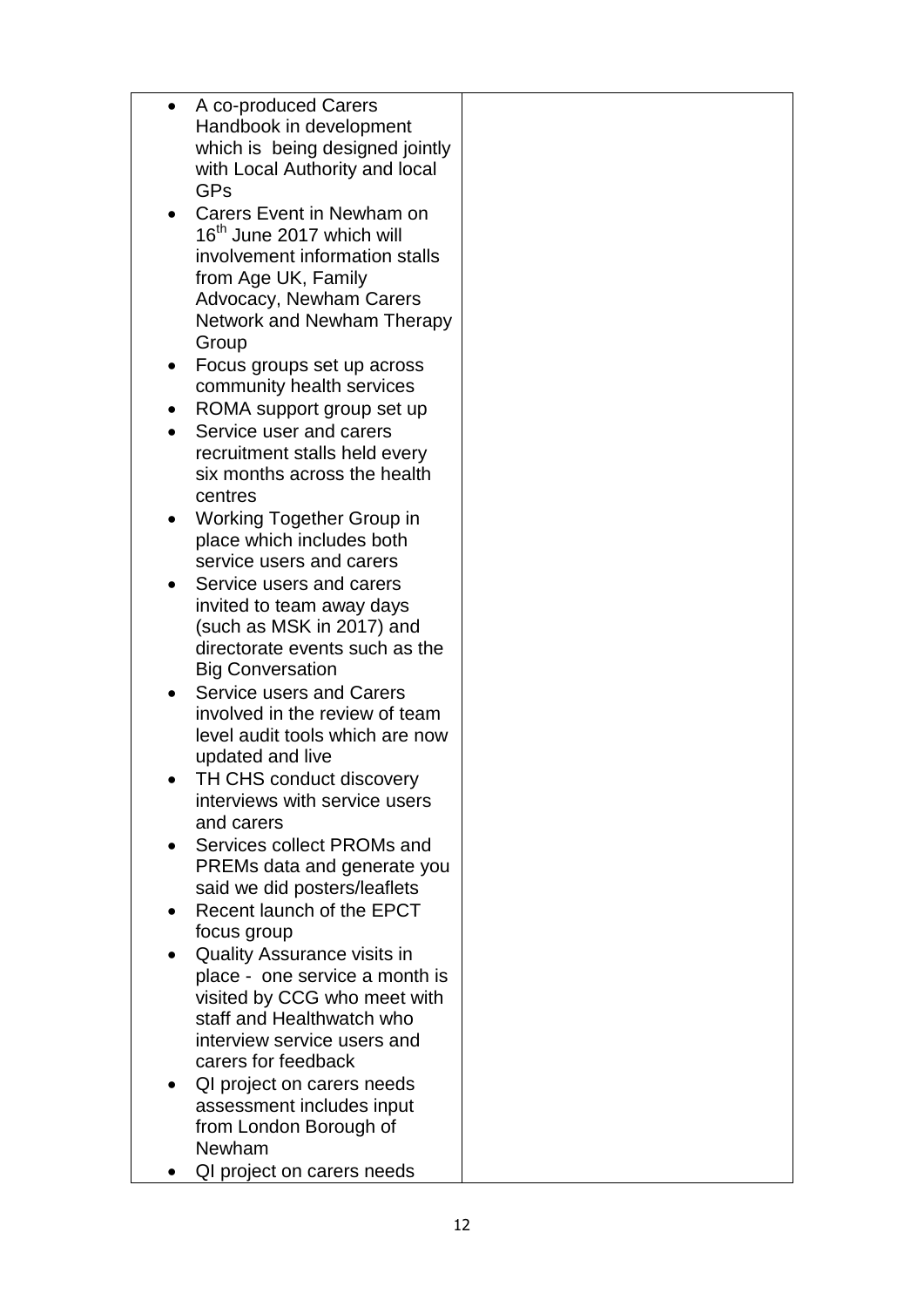| | |
|---|---|
| • A co-produced Carers Handbook in development which is being designed jointly with Local Authority and local GPs<br>• Carers Event in Newham on 16th June 2017 which will involvement information stalls from Age UK, Family Advocacy, Newham Carers Network and Newham Therapy Group<br>• Focus groups set up across community health services<br>• ROMA support group set up<br>• Service user and carers recruitment stalls held every six months across the health centres<br>• Working Together Group in place which includes both service users and carers<br>• Service users and carers invited to team away days (such as MSK in 2017) and directorate events such as the Big Conversation<br>• Service users and Carers involved in the review of team level audit tools which are now updated and live<br>• TH CHS conduct discovery interviews with service users and carers<br>• Services collect PROMs and PREMs data and generate you said we did posters/leaflets<br>• Recent launch of the EPCT focus group<br>• Quality Assurance visits in place - one service a month is visited by CCG who meet with staff and Healthwatch who interview service users and carers for feedback<br>• QI project on carers needs assessment includes input from London Borough of Newham<br>• QI project on carers needs | |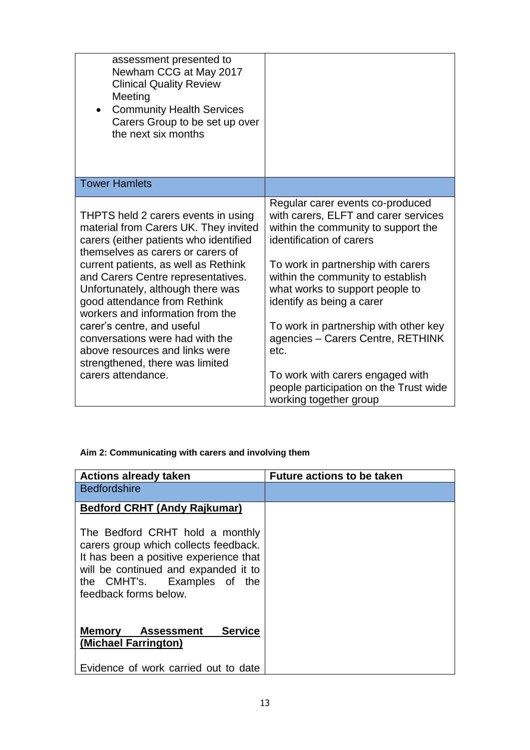| | |
|---|---|
| assessment presented to Newham CCG at May 2017 Clinical Quality Review Meeting<br>• Community Health Services Carers Group to be set up over the next six months | |
| Tower Hamlets | |
| THPTS held 2 carers events in using material from Carers UK. They invited carers (either patients who identified themselves as carers or carers of current patients, as well as Rethink and Carers Centre representatives. Unfortunately, although there was good attendance from Rethink workers and information from the carer's centre, and useful conversations were had with the above resources and links were strengthened, there was limited carers attendance. | Regular carer events co-produced with carers, ELFT and carer services within the community to support the identification of carers<br><br>To work in partnership with carers within the community to establish what works to support people to identify as being a carer<br><br>To work in partnership with other key agencies – Carers Centre, RETHINK etc.<br><br>To work with carers engaged with people participation on the Trust wide working together group |

**Aim 2: Communicating with carers and involving them**

| Actions already taken | Future actions to be taken |
|---|---|
| Bedfordshire | |
| **<u>Bedford CRHT (Andy Rajkumar)</u>**<br><br>The Bedford CRHT hold a monthly carers group which collects feedback. It has been a positive experience that will be continued and expanded it to the CMHT's. Examples of the feedback forms below.<br><br>**<u>Memory Assessment Service (Michael Farrington)</u>**<br><br>Evidence of work carried out to date | |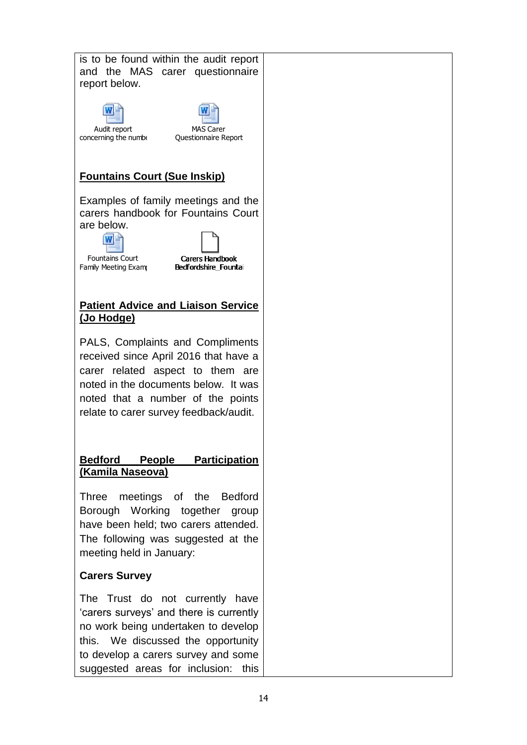| | |
|---|---|
| is to be found within the audit report and the MAS carer questionnaire report below.<br><br>Audit report concerning the numbe &nbsp;&nbsp; MAS Carer Questionnaire Report<br><br>**Fountains Court (Sue Inskip)**<br><br>Examples of family meetings and the carers handbook for Fountains Court are below.<br><br>Fountains Court Family Meeting Examp &nbsp;&nbsp; Carers Handbook Bedfordshire_Fountai<br><br>**Patient Advice and Liaison Service (Jo Hodge)**<br><br>PALS, Complaints and Compliments received since April 2016 that have a carer related aspect to them are noted in the documents below. It was noted that a number of the points relate to carer survey feedback/audit.<br><br>**Bedford People Participation (Kamila Naseova)**<br><br>Three meetings of the Bedford Borough Working together group have been held; two carers attended. The following was suggested at the meeting held in January:<br><br>**Carers Survey**<br><br>The Trust do not currently have 'carers surveys' and there is currently no work being undertaken to develop this. We discussed the opportunity to develop a carers survey and some suggested areas for inclusion: this | |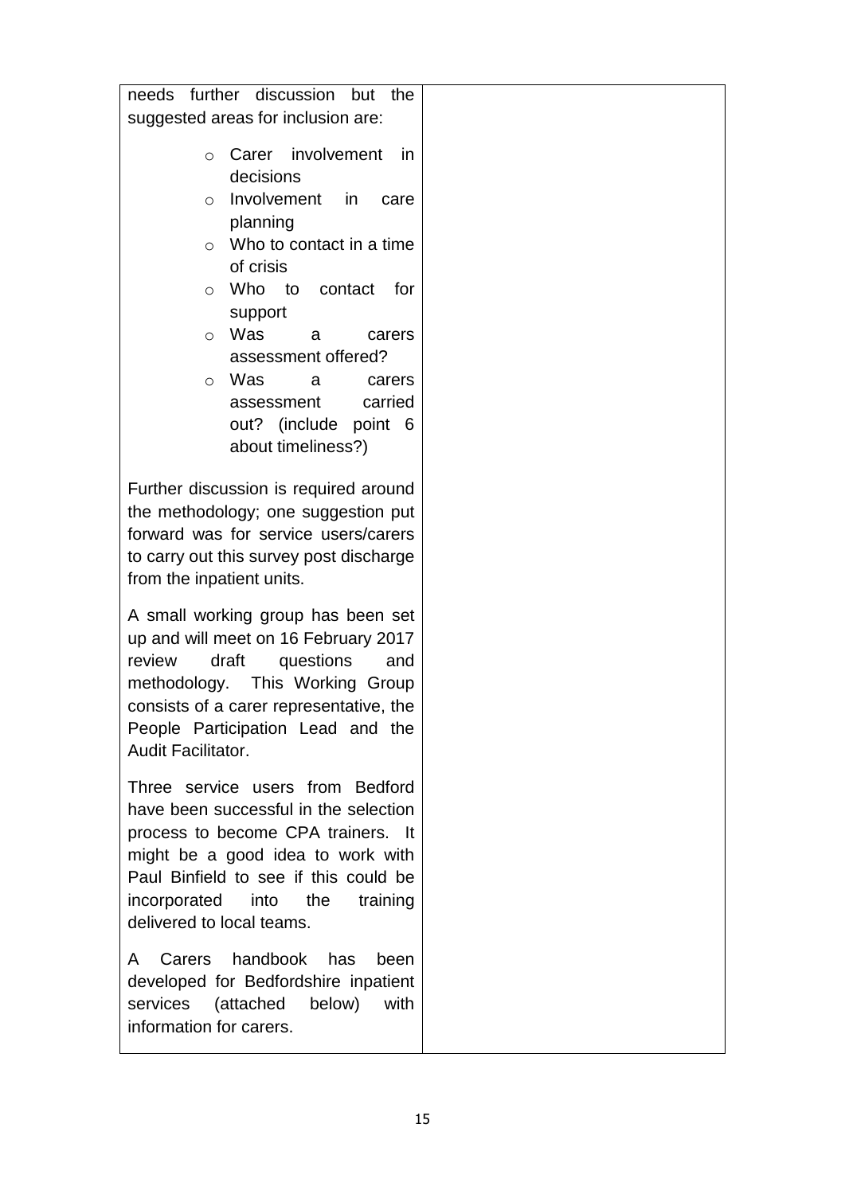| | |
|---|---|
| needs further discussion but the suggested areas for inclusion are:<br><br>- Carer involvement in decisions<br>- Involvement in care planning<br>- Who to contact in a time of crisis<br>- Who to contact for support<br>- Was a carers assessment offered?<br>- Was a carers assessment carried out? (include point 6 about timeliness?)<br><br>Further discussion is required around the methodology; one suggestion put forward was for service users/carers to carry out this survey post discharge from the inpatient units.<br><br>A small working group has been set up and will meet on 16 February 2017 review draft questions and methodology. This Working Group consists of a carer representative, the People Participation Lead and the Audit Facilitator.<br><br>Three service users from Bedford have been successful in the selection process to become CPA trainers. It might be a good idea to work with Paul Binfield to see if this could be incorporated into the training delivered to local teams.<br><br>A Carers handbook has been developed for Bedfordshire inpatient services (attached below) with information for carers. | |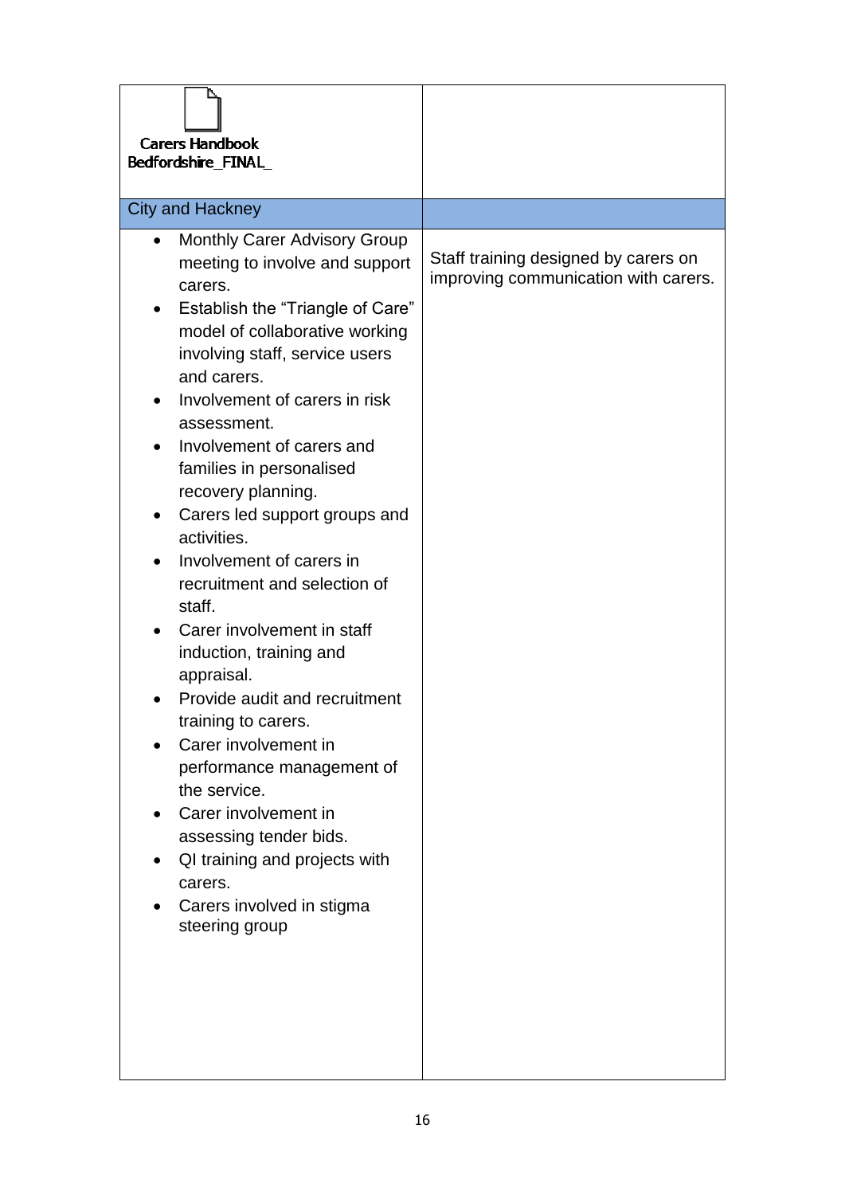| Carers Handbook Bedfordshire_FINAL_ | |
|---|---|
| City and Hackney | |
| • Monthly Carer Advisory Group meeting to involve and support carers.<br>• Establish the "Triangle of Care" model of collaborative working involving staff, service users and carers.<br>• Involvement of carers in risk assessment.<br>• Involvement of carers and families in personalised recovery planning.<br>• Carers led support groups and activities.<br>• Involvement of carers in recruitment and selection of staff.<br>• Carer involvement in staff induction, training and appraisal.<br>• Provide audit and recruitment training to carers.<br>• Carer involvement in performance management of the service.<br>• Carer involvement in assessing tender bids.<br>• QI training and projects with carers.<br>• Carers involved in stigma steering group | Staff training designed by carers on improving communication with carers. |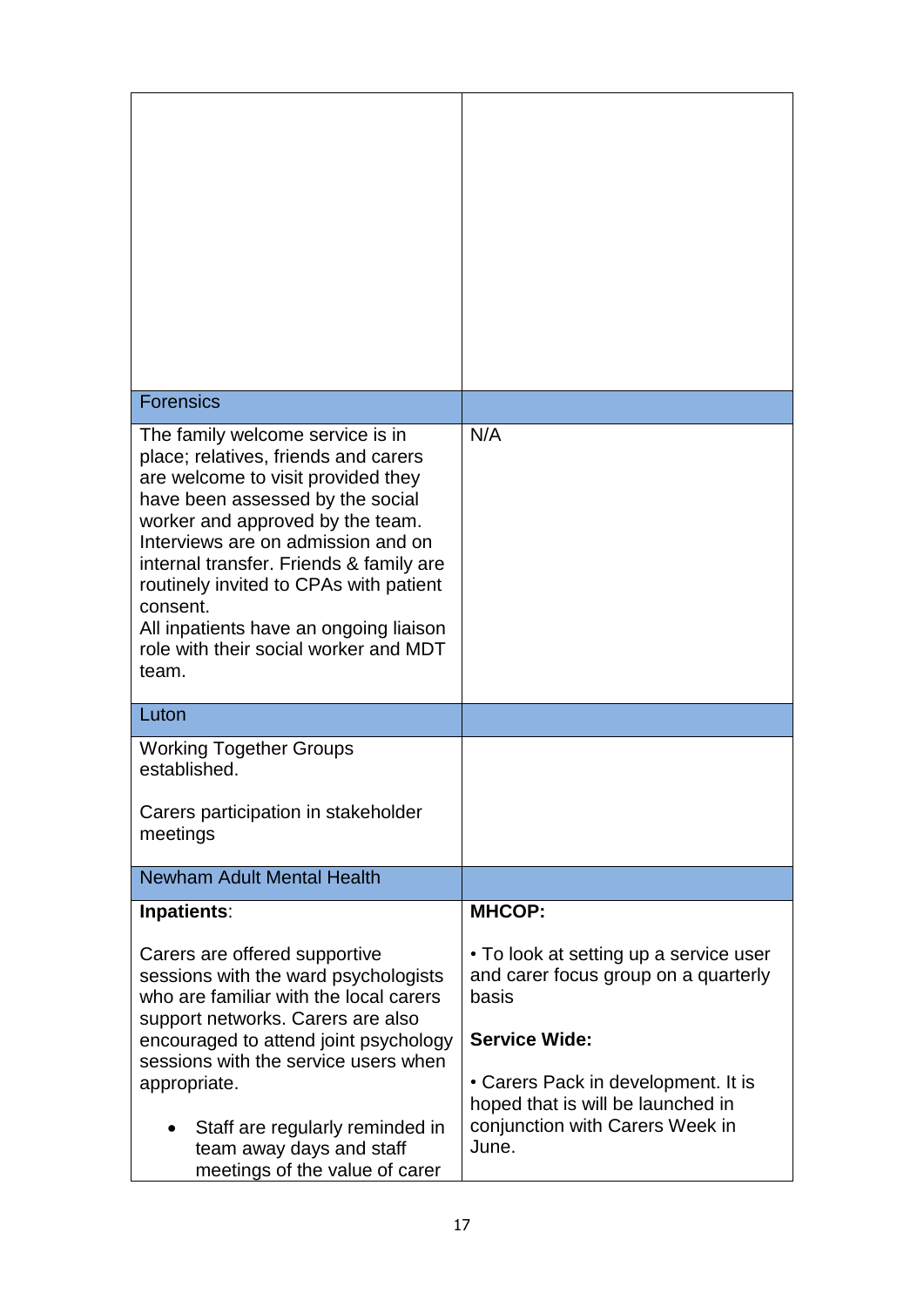| | |
|---|---|
| | |
| **Forensics** | |
| The family welcome service is in place; relatives, friends and carers are welcome to visit provided they have been assessed by the social worker and approved by the team. Interviews are on admission and on internal transfer. Friends & family are routinely invited to CPAs with patient consent.<br>All inpatients have an ongoing liaison role with their social worker and MDT team. | N/A |
| **Luton** | |
| Working Together Groups established.<br><br>Carers participation in stakeholder meetings | |
| **Newham Adult Mental Health** | |
| **Inpatients**:<br><br>Carers are offered supportive sessions with the ward psychologists who are familiar with the local carers support networks. Carers are also encouraged to attend joint psychology sessions with the service users when appropriate.<br><br>• Staff are regularly reminded in team away days and staff meetings of the value of carer | **MHCOP:**<br><br>• To look at setting up a service user and carer focus group on a quarterly basis<br><br>**Service Wide:**<br><br>• Carers Pack in development. It is hoped that is will be launched in conjunction with Carers Week in June. |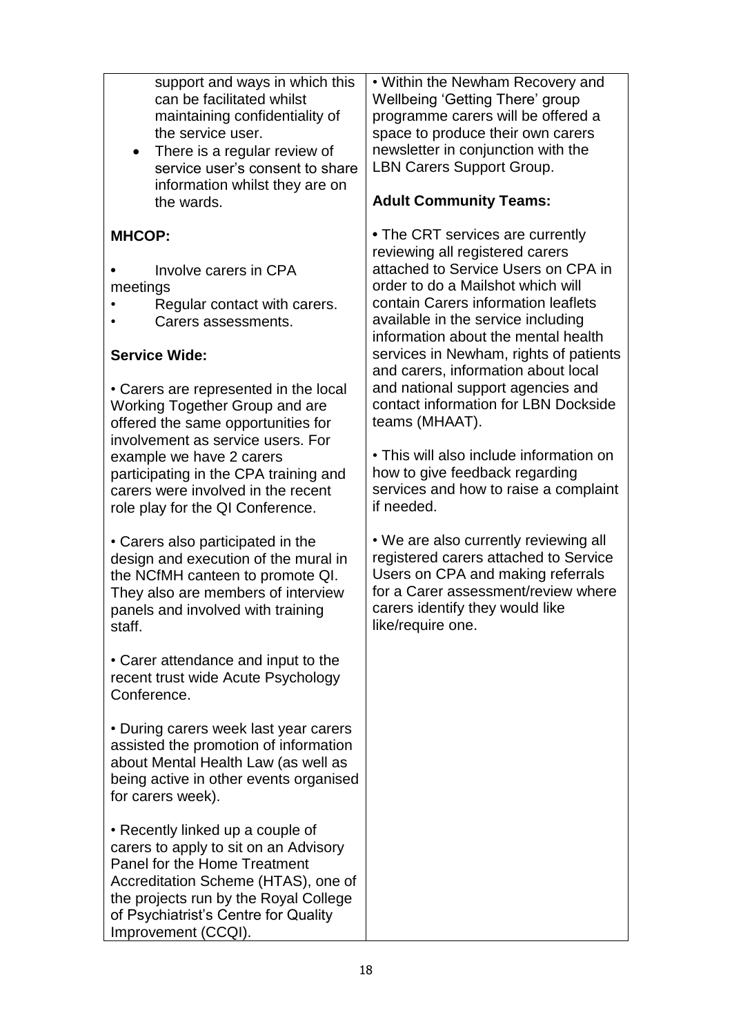| | |
|---|---|
| support and ways in which this can be facilitated whilst maintaining confidentiality of the service user.<br>• There is a regular review of service user's consent to share information whilst they are on the wards.<br><br>**MHCOP:**<br><br>• Involve carers in CPA meetings<br>• Regular contact with carers.<br>• Carers assessments.<br><br>**Service Wide:**<br><br>• Carers are represented in the local Working Together Group and are offered the same opportunities for involvement as service users. For example we have 2 carers participating in the CPA training and carers were involved in the recent role play for the QI Conference.<br><br>• Carers also participated in the design and execution of the mural in the NCfMH canteen to promote QI. They also are members of interview panels and involved with training staff.<br><br>• Carer attendance and input to the recent trust wide Acute Psychology Conference.<br><br>• During carers week last year carers assisted the promotion of information about Mental Health Law (as well as being active in other events organised for carers week).<br><br>• Recently linked up a couple of carers to apply to sit on an Advisory Panel for the Home Treatment Accreditation Scheme (HTAS), one of the projects run by the Royal College of Psychiatrist's Centre for Quality Improvement (CCQI). | • Within the Newham Recovery and Wellbeing 'Getting There' group programme carers will be offered a space to produce their own carers newsletter in conjunction with the LBN Carers Support Group.<br><br>**Adult Community Teams:**<br><br>• The CRT services are currently reviewing all registered carers attached to Service Users on CPA in order to do a Mailshot which will contain Carers information leaflets available in the service including information about the mental health services in Newham, rights of patients and carers, information about local and national support agencies and contact information for LBN Dockside teams (MHAAT).<br><br>• This will also include information on how to give feedback regarding services and how to raise a complaint if needed.<br><br>• We are also currently reviewing all registered carers attached to Service Users on CPA and making referrals for a Carer assessment/review where carers identify they would like like/require one. |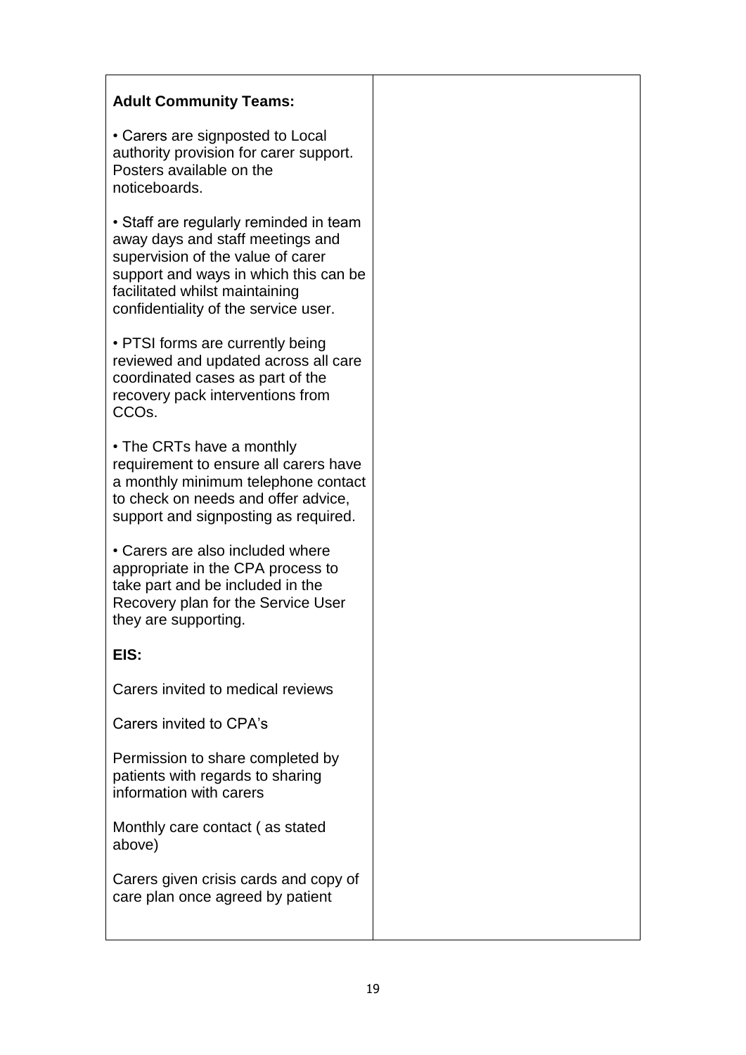| **Adult Community Teams:**<br><br>• Carers are signposted to Local authority provision for carer support. Posters available on the noticeboards.<br><br>• Staff are regularly reminded in team away days and staff meetings and supervision of the value of carer support and ways in which this can be facilitated whilst maintaining confidentiality of the service user.<br><br>• PTSI forms are currently being reviewed and updated across all care coordinated cases as part of the recovery pack interventions from CCOs.<br><br>• The CRTs have a monthly requirement to ensure all carers have a monthly minimum telephone contact to check on needs and offer advice, support and signposting as required.<br><br>• Carers are also included where appropriate in the CPA process to take part and be included in the Recovery plan for the Service User they are supporting.<br><br>**EIS:**<br><br>Carers invited to medical reviews<br><br>Carers invited to CPA's<br><br>Permission to share completed by patients with regards to sharing information with carers<br><br>Monthly care contact ( as stated above)<br><br>Carers given crisis cards and copy of care plan once agreed by patient | |
|---|---|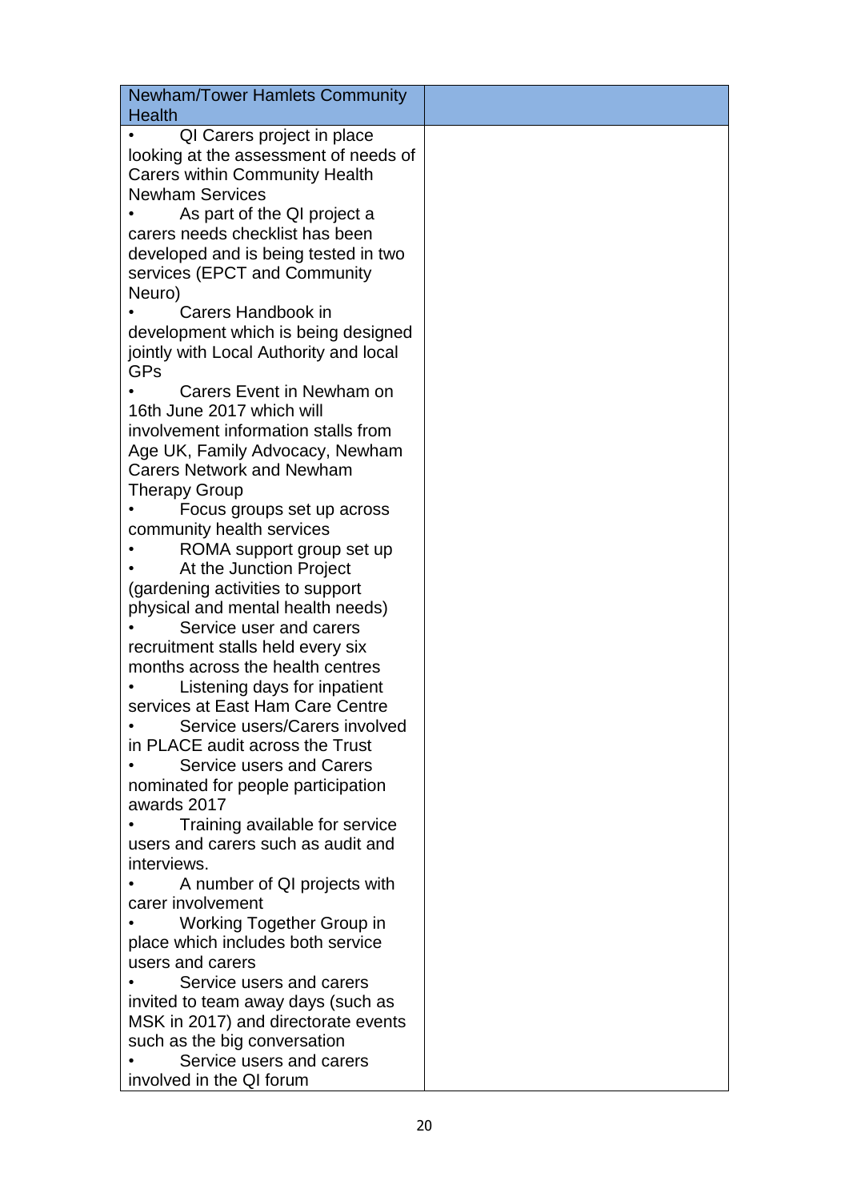| Newham/Tower Hamlets Community Health | |
|---|---|
| • QI Carers project in place looking at the assessment of needs of Carers within Community Health Newham Services<br>• As part of the QI project a carers needs checklist has been developed and is being tested in two services (EPCT and Community Neuro)<br>• Carers Handbook in development which is being designed jointly with Local Authority and local GPs<br>• Carers Event in Newham on 16th June 2017 which will involvement information stalls from Age UK, Family Advocacy, Newham Carers Network and Newham Therapy Group<br>• Focus groups set up across community health services<br>• ROMA support group set up<br>• At the Junction Project (gardening activities to support physical and mental health needs)<br>• Service user and carers recruitment stalls held every six months across the health centres<br>• Listening days for inpatient services at East Ham Care Centre<br>• Service users/Carers involved in PLACE audit across the Trust<br>• Service users and Carers nominated for people participation awards 2017<br>• Training available for service users and carers such as audit and interviews.<br>• A number of QI projects with carer involvement<br>• Working Together Group in place which includes both service users and carers<br>• Service users and carers invited to team away days (such as MSK in 2017) and directorate events such as the big conversation<br>• Service users and carers involved in the QI forum | |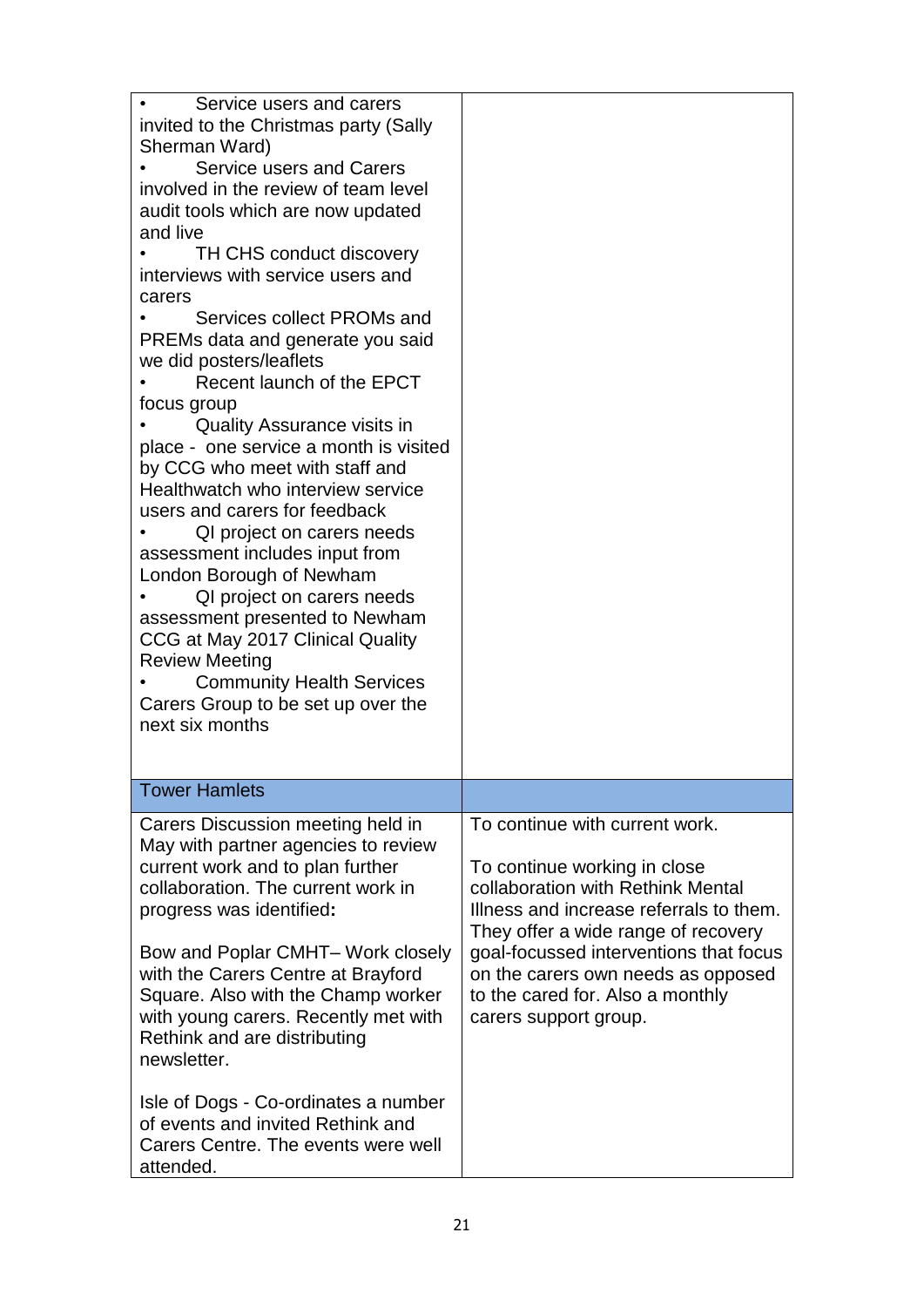| | |
|---|---|
| • Service users and carers invited to the Christmas party (Sally Sherman Ward)<br>• Service users and Carers involved in the review of team level audit tools which are now updated and live<br>• TH CHS conduct discovery interviews with service users and carers<br>• Services collect PROMs and PREMs data and generate you said we did posters/leaflets<br>• Recent launch of the EPCT focus group<br>• Quality Assurance visits in place - one service a month is visited by CCG who meet with staff and Healthwatch who interview service users and carers for feedback<br>• QI project on carers needs assessment includes input from London Borough of Newham<br>• QI project on carers needs assessment presented to Newham CCG at May 2017 Clinical Quality Review Meeting<br>• Community Health Services Carers Group to be set up over the next six months | |
| **Tower Hamlets** | |
| Carers Discussion meeting held in May with partner agencies to review current work and to plan further collaboration. The current work in progress was identified**:**<br><br>Bow and Poplar CMHT– Work closely with the Carers Centre at Brayford Square. Also with the Champ worker with young carers. Recently met with Rethink and are distributing newsletter.<br><br>Isle of Dogs - Co-ordinates a number of events and invited Rethink and Carers Centre. The events were well attended. | To continue with current work.<br><br>To continue working in close collaboration with Rethink Mental Illness and increase referrals to them. They offer a wide range of recovery goal-focussed interventions that focus on the carers own needs as opposed to the cared for. Also a monthly carers support group. |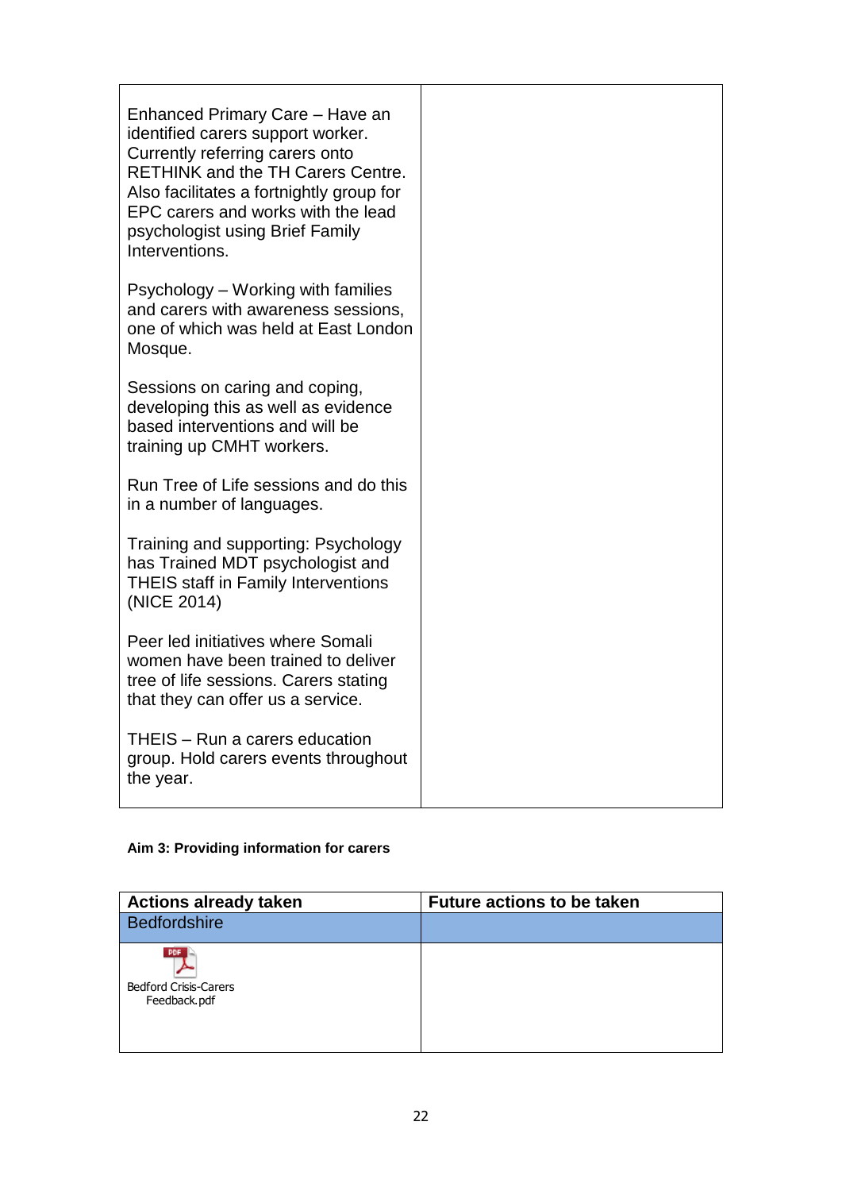| | |
|---|---|
| Enhanced Primary Care – Have an identified carers support worker. Currently referring carers onto RETHINK and the TH Carers Centre. Also facilitates a fortnightly group for EPC carers and works with the lead psychologist using Brief Family Interventions.<br><br>Psychology – Working with families and carers with awareness sessions, one of which was held at East London Mosque.<br><br>Sessions on caring and coping, developing this as well as evidence based interventions and will be training up CMHT workers.<br><br>Run Tree of Life sessions and do this in a number of languages.<br><br>Training and supporting: Psychology has Trained MDT psychologist and THEIS staff in Family Interventions (NICE 2014)<br><br>Peer led initiatives where Somali women have been trained to deliver tree of life sessions. Carers stating that they can offer us a service.<br><br>THEIS – Run a carers education group. Hold carers events throughout the year. | |

**Aim 3: Providing information for carers**

| Actions already taken | Future actions to be taken |
|---|---|
| Bedfordshire | |
| Bedford Crisis-Carers Feedback.pdf | |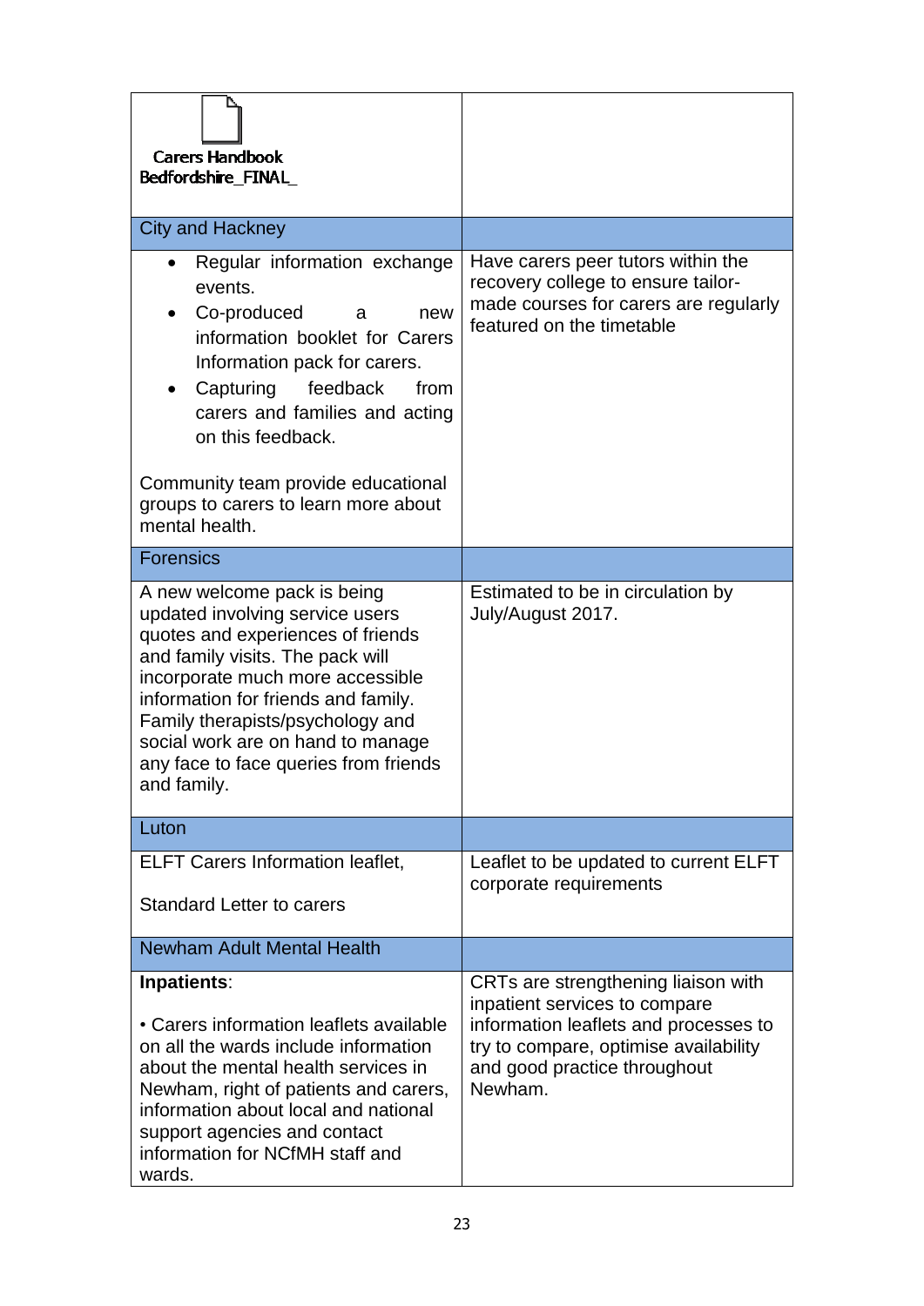| | |
|---|---|
| Carers Handbook Bedfordshire_FINAL_ | |
| City and Hackney | |
| • Regular information exchange events.<br>• Co-produced a new information booklet for Carers Information pack for carers.<br>• Capturing feedback from carers and families and acting on this feedback.<br><br>Community team provide educational groups to carers to learn more about mental health. | Have carers peer tutors within the recovery college to ensure tailor-made courses for carers are regularly featured on the timetable |
| Forensics | |
| A new welcome pack is being updated involving service users quotes and experiences of friends and family visits. The pack will incorporate much more accessible information for friends and family. Family therapists/psychology and social work are on hand to manage any face to face queries from friends and family. | Estimated to be in circulation by July/August 2017. |
| Luton | |
| ELFT Carers Information leaflet,<br><br>Standard Letter to carers | Leaflet to be updated to current ELFT corporate requirements |
| Newham Adult Mental Health | |
| **Inpatients**:<br><br>• Carers information leaflets available on all the wards include information about the mental health services in Newham, right of patients and carers, information about local and national support agencies and contact information for NCfMH staff and wards. | CRTs are strengthening liaison with inpatient services to compare information leaflets and processes to try to compare, optimise availability and good practice throughout Newham. |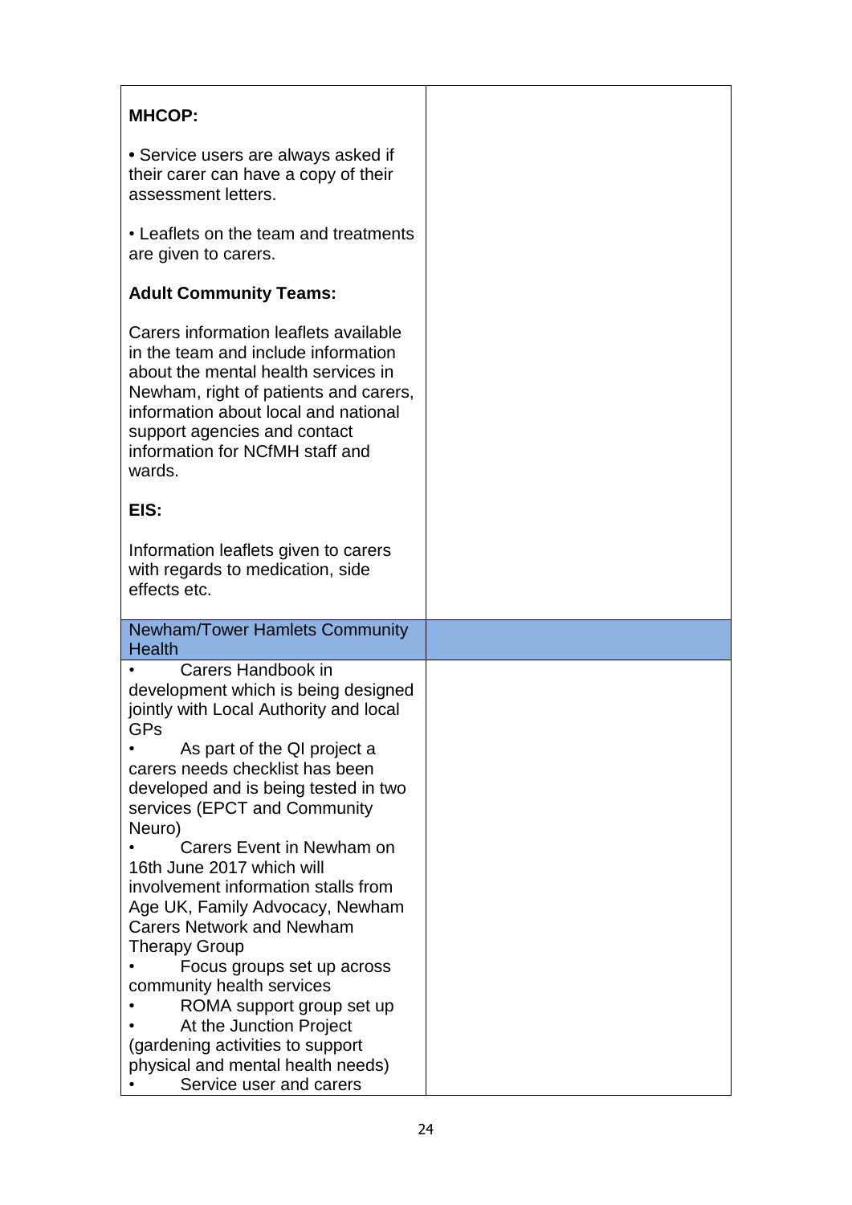| | |
|---|---|
| **MHCOP:**<br><br>• Service users are always asked if their carer can have a copy of their assessment letters.<br><br>• Leaflets on the team and treatments are given to carers.<br><br>**Adult Community Teams:**<br><br>Carers information leaflets available in the team and include information about the mental health services in Newham, right of patients and carers, information about local and national support agencies and contact information for NCfMH staff and wards.<br><br>**EIS:**<br><br>Information leaflets given to carers with regards to medication, side effects etc. | |
| Newham/Tower Hamlets Community Health | |
| • Carers Handbook in development which is being designed jointly with Local Authority and local GPs<br>• As part of the QI project a carers needs checklist has been developed and is being tested in two services (EPCT and Community Neuro)<br>• Carers Event in Newham on 16th June 2017 which will involvement information stalls from Age UK, Family Advocacy, Newham Carers Network and Newham Therapy Group<br>• Focus groups set up across community health services<br>• ROMA support group set up<br>• At the Junction Project (gardening activities to support physical and mental health needs)<br>• Service user and carers | |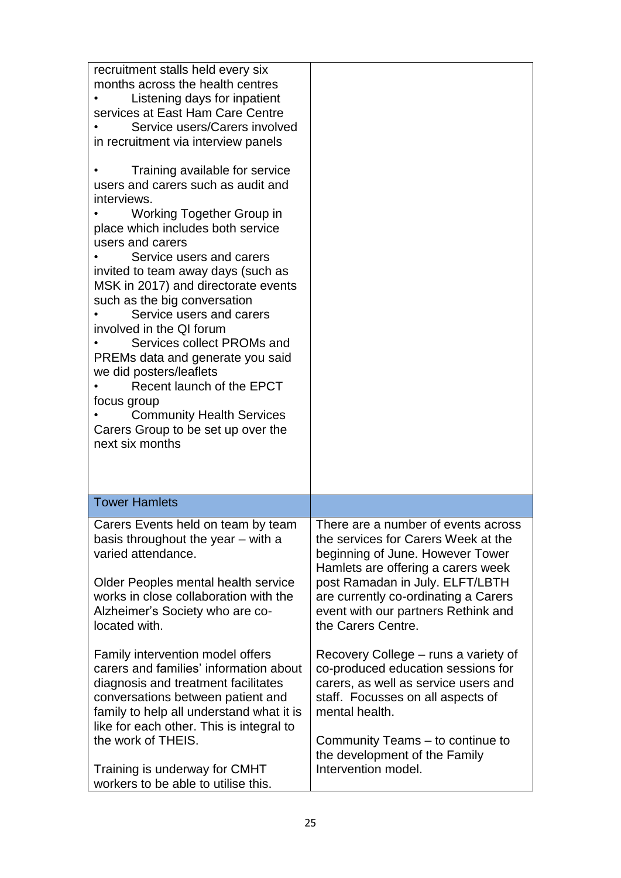| | |
|---|---|
| recruitment stalls held every six months across the health centres<br>• Listening days for inpatient services at East Ham Care Centre<br>• Service users/Carers involved in recruitment via interview panels<br><br>• Training available for service users and carers such as audit and interviews.<br>• Working Together Group in place which includes both service users and carers<br>• Service users and carers invited to team away days (such as MSK in 2017) and directorate events such as the big conversation<br>• Service users and carers involved in the QI forum<br>• Services collect PROMs and PREMs data and generate you said we did posters/leaflets<br>• Recent launch of the EPCT focus group<br>• Community Health Services Carers Group to be set up over the next six months | |
| **Tower Hamlets** | |
| Carers Events held on team by team basis throughout the year – with a varied attendance.<br><br>Older Peoples mental health service works in close collaboration with the Alzheimer's Society who are co-located with.<br><br>Family intervention model offers carers and families' information about diagnosis and treatment facilitates conversations between patient and family to help all understand what it is like for each other. This is integral to the work of THEIS.<br><br>Training is underway for CMHT workers to be able to utilise this. | There are a number of events across the services for Carers Week at the beginning of June. However Tower Hamlets are offering a carers week post Ramadan in July. ELFT/LBTH are currently co-ordinating a Carers event with our partners Rethink and the Carers Centre.<br><br>Recovery College – runs a variety of co-produced education sessions for carers, as well as service users and staff. Focusses on all aspects of mental health.<br><br>Community Teams – to continue to the development of the Family Intervention model. |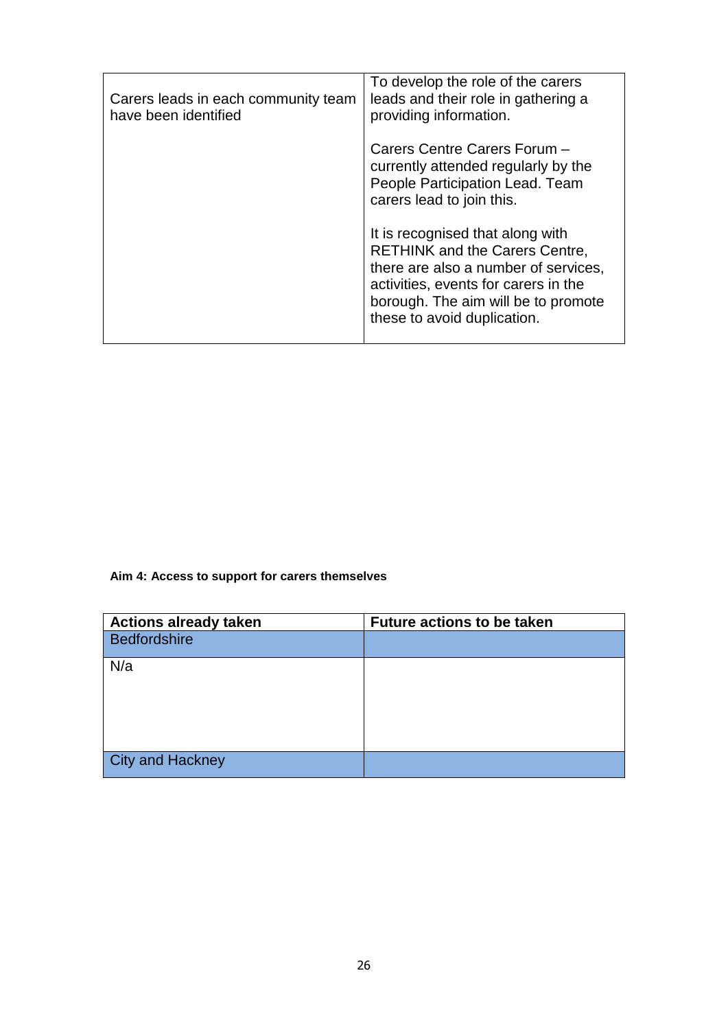| | |
|---|---|
| Carers leads in each community team have been identified | To develop the role of the carers leads and their role in gathering a providing information.<br><br>Carers Centre Carers Forum – currently attended regularly by the People Participation Lead. Team carers lead to join this.<br><br>It is recognised that along with RETHINK and the Carers Centre, there are also a number of services, activities, events for carers in the borough. The aim will be to promote these to avoid duplication. |

**Aim 4: Access to support for carers themselves**

| Actions already taken | Future actions to be taken |
|---|---|
| Bedfordshire | |
| N/a | |
| City and Hackney | |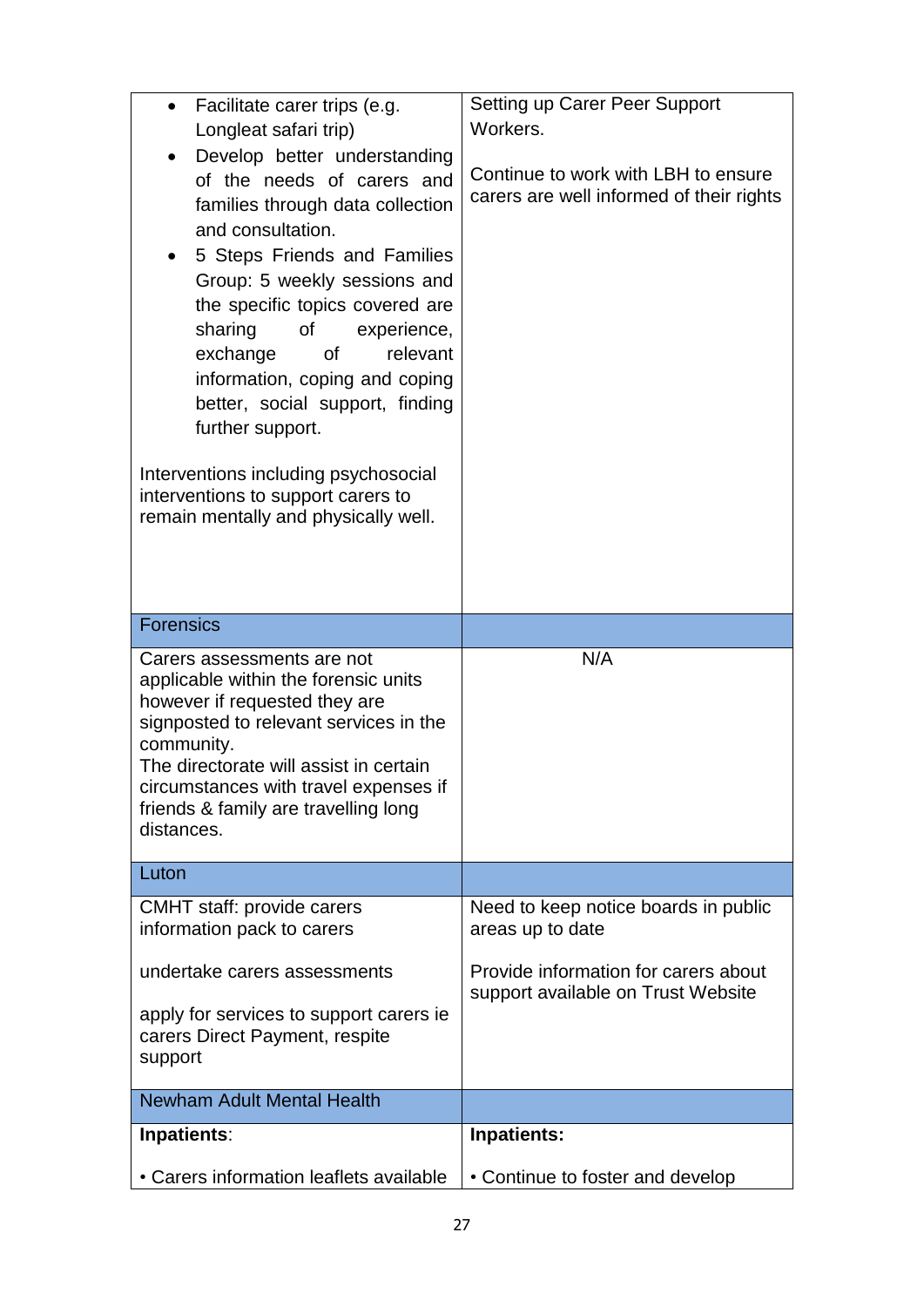| | |
|---|---|
| <ul><li>Facilitate carer trips (e.g. Longleat safari trip)</li><li>Develop better understanding of the needs of carers and families through data collection and consultation.</li><li>5 Steps Friends and Families Group: 5 weekly sessions and the specific topics covered are sharing of experience, exchange of relevant information, coping and coping better, social support, finding further support.</li></ul>Interventions including psychosocial interventions to support carers to remain mentally and physically well. | Setting up Carer Peer Support Workers.<br><br>Continue to work with LBH to ensure carers are well informed of their rights |
| **Forensics** | |
| Carers assessments are not applicable within the forensic units however if requested they are signposted to relevant services in the community.<br>The directorate will assist in certain circumstances with travel expenses if friends & family are travelling long distances. | N/A |
| **Luton** | |
| CMHT staff: provide carers information pack to carers<br><br>undertake carers assessments<br><br>apply for services to support carers ie carers Direct Payment, respite support | Need to keep notice boards in public areas up to date<br><br>Provide information for carers about support available on Trust Website |
| **Newham Adult Mental Health** | |
| **Inpatients**:<br><br>• Carers information leaflets available | **Inpatients:**<br><br>• Continue to foster and develop |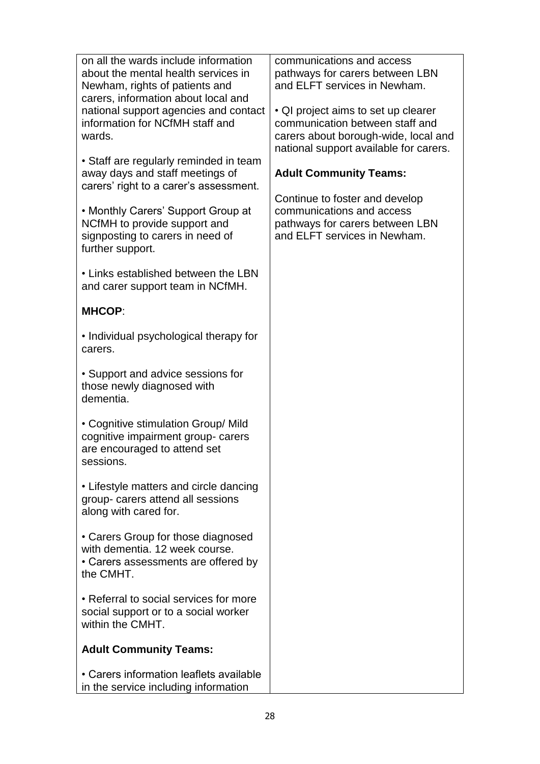| | |
|---|---|
| on all the wards include information about the mental health services in Newham, rights of patients and carers, information about local and national support agencies and contact information for NCfMH staff and wards.<br><br>• Staff are regularly reminded in team away days and staff meetings of carers' right to a carer's assessment.<br><br>• Monthly Carers' Support Group at NCfMH to provide support and signposting to carers in need of further support.<br><br>• Links established between the LBN and carer support team in NCfMH.<br><br>**MHCOP**:<br><br>• Individual psychological therapy for carers.<br><br>• Support and advice sessions for those newly diagnosed with dementia.<br><br>• Cognitive stimulation Group/ Mild cognitive impairment group- carers are encouraged to attend set sessions.<br><br>• Lifestyle matters and circle dancing group- carers attend all sessions along with cared for.<br><br>• Carers Group for those diagnosed with dementia. 12 week course.<br>• Carers assessments are offered by the CMHT.<br><br>• Referral to social services for more social support or to a social worker within the CMHT.<br><br>**Adult Community Teams:**<br><br>• Carers information leaflets available in the service including information | communications and access pathways for carers between LBN and ELFT services in Newham.<br><br>• QI project aims to set up clearer communication between staff and carers about borough-wide, local and national support available for carers.<br><br>**Adult Community Teams:**<br><br>Continue to foster and develop communications and access pathways for carers between LBN and ELFT services in Newham. |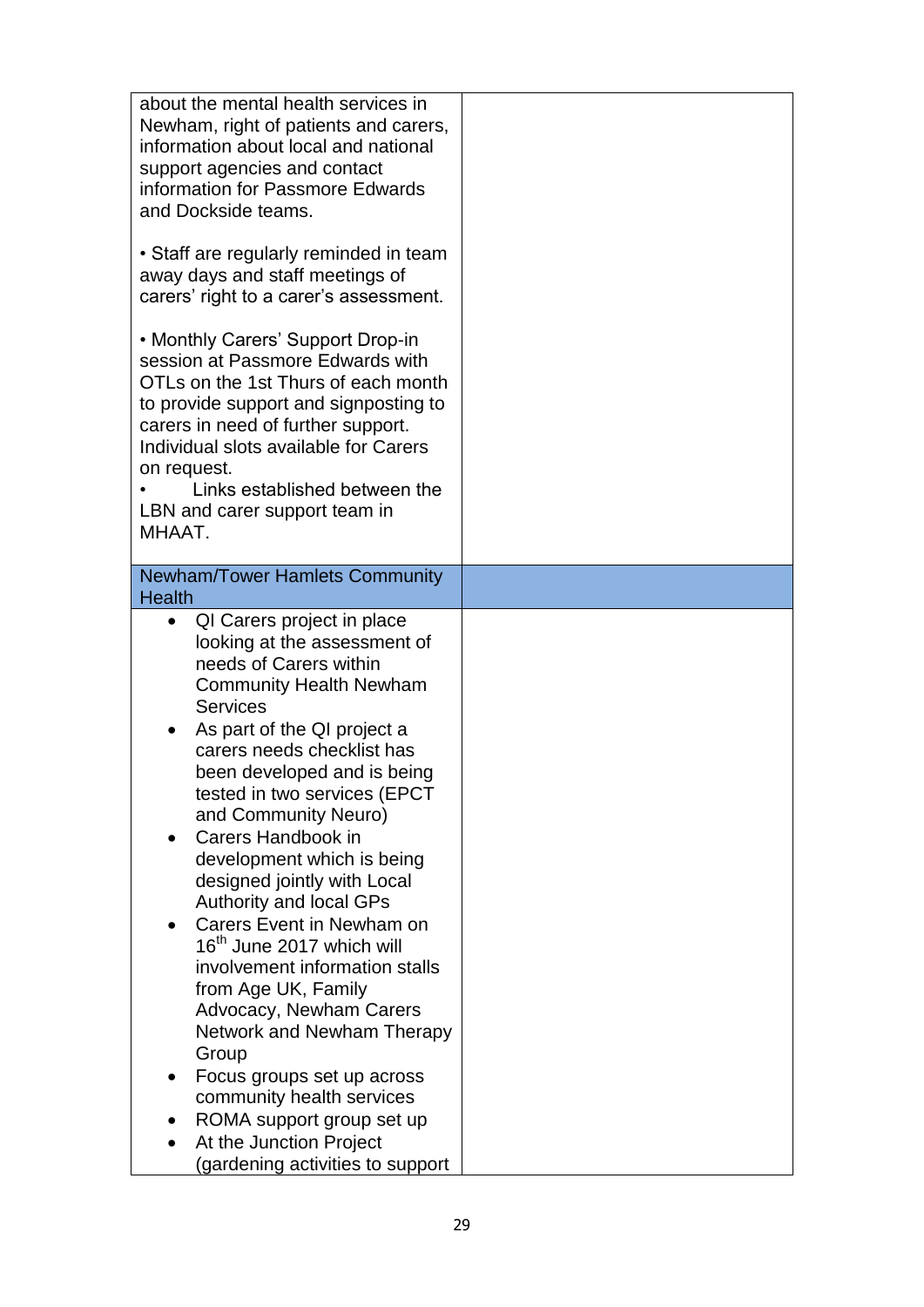| | |
|---|---|
| about the mental health services in Newham, right of patients and carers, information about local and national support agencies and contact information for Passmore Edwards and Dockside teams.<br><br>• Staff are regularly reminded in team away days and staff meetings of carers' right to a carer's assessment.<br><br>• Monthly Carers' Support Drop-in session at Passmore Edwards with OTLs on the 1st Thurs of each month to provide support and signposting to carers in need of further support. Individual slots available for Carers on request.<br>• Links established between the LBN and carer support team in MHAAT. | |
| **Newham/Tower Hamlets Community Health** | |
| • QI Carers project in place looking at the assessment of needs of Carers within Community Health Newham Services<br>• As part of the QI project a carers needs checklist has been developed and is being tested in two services (EPCT and Community Neuro)<br>• Carers Handbook in development which is being designed jointly with Local Authority and local GPs<br>• Carers Event in Newham on 16th June 2017 which will involvement information stalls from Age UK, Family Advocacy, Newham Carers Network and Newham Therapy Group<br>• Focus groups set up across community health services<br>• ROMA support group set up<br>• At the Junction Project (gardening activities to support | |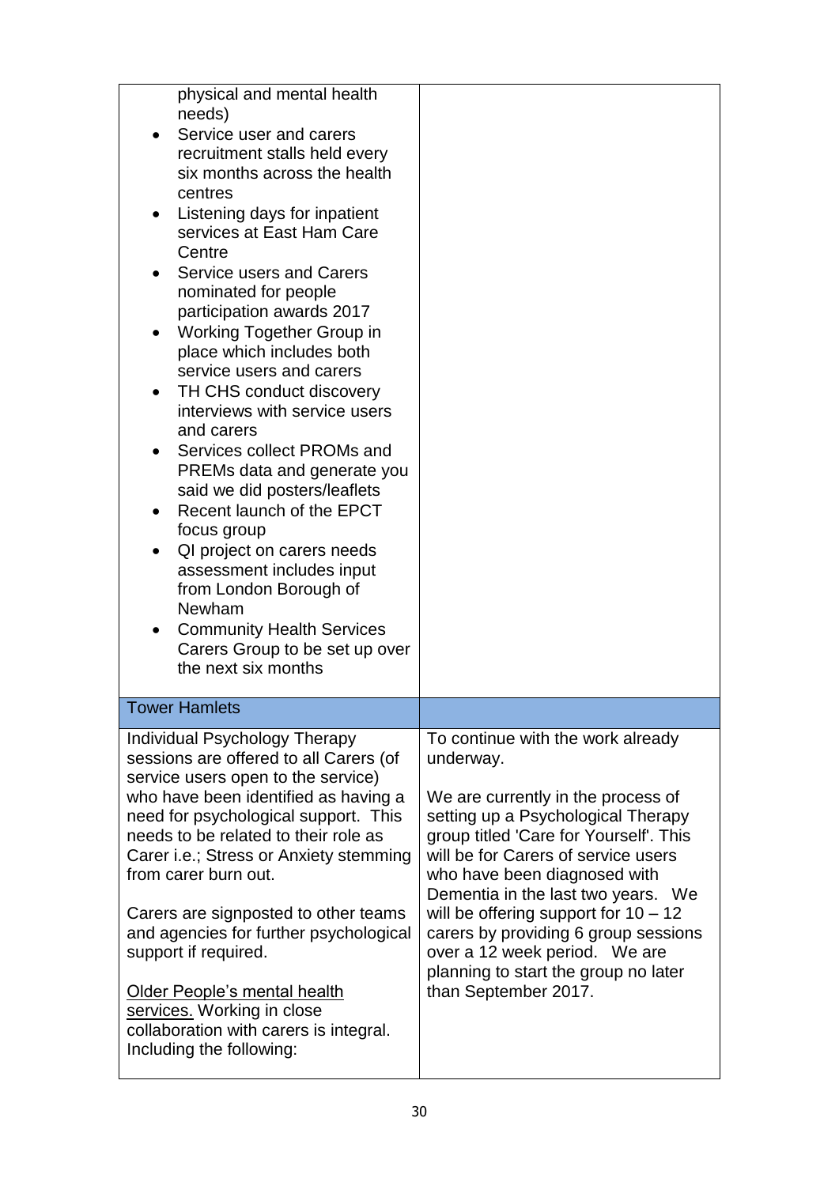| | |
|---|---|
| physical and mental health needs)<br>• Service user and carers recruitment stalls held every six months across the health centres<br>• Listening days for inpatient services at East Ham Care Centre<br>• Service users and Carers nominated for people participation awards 2017<br>• Working Together Group in place which includes both service users and carers<br>• TH CHS conduct discovery interviews with service users and carers<br>• Services collect PROMs and PREMs data and generate you said we did posters/leaflets<br>• Recent launch of the EPCT focus group<br>• QI project on carers needs assessment includes input from London Borough of Newham<br>• Community Health Services Carers Group to be set up over the next six months | |
| Tower Hamlets | |
| Individual Psychology Therapy sessions are offered to all Carers (of service users open to the service) who have been identified as having a need for psychological support. This needs to be related to their role as Carer i.e.; Stress or Anxiety stemming from carer burn out.<br><br>Carers are signposted to other teams and agencies for further psychological support if required.<br><br><u>Older People's mental health services.</u> Working in close collaboration with carers is integral. Including the following: | To continue with the work already underway.<br><br>We are currently in the process of setting up a Psychological Therapy group titled 'Care for Yourself'. This will be for Carers of service users who have been diagnosed with Dementia in the last two years. We will be offering support for 10 – 12 carers by providing 6 group sessions over a 12 week period. We are planning to start the group no later than September 2017. |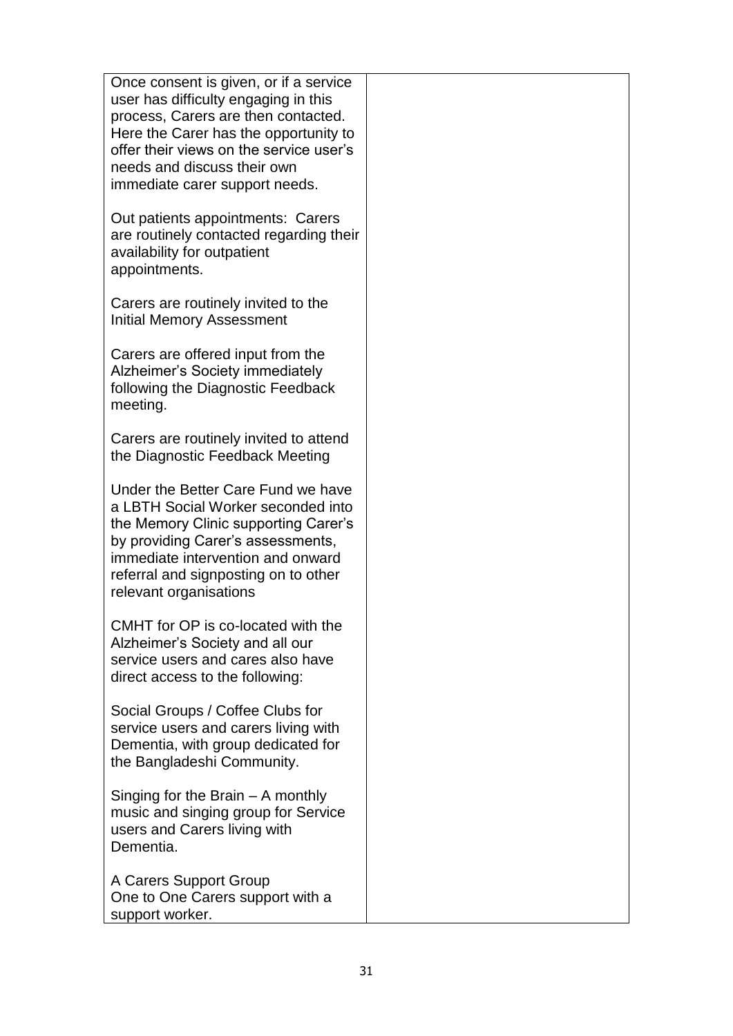| | |
|---|---|
| Once consent is given, or if a service user has difficulty engaging in this process, Carers are then contacted. Here the Carer has the opportunity to offer their views on the service user's needs and discuss their own immediate carer support needs.<br><br>Out patients appointments: Carers are routinely contacted regarding their availability for outpatient appointments.<br><br>Carers are routinely invited to the Initial Memory Assessment<br><br>Carers are offered input from the Alzheimer's Society immediately following the Diagnostic Feedback meeting.<br><br>Carers are routinely invited to attend the Diagnostic Feedback Meeting<br><br>Under the Better Care Fund we have a LBTH Social Worker seconded into the Memory Clinic supporting Carer's by providing Carer's assessments, immediate intervention and onward referral and signposting on to other relevant organisations<br><br>CMHT for OP is co-located with the Alzheimer's Society and all our service users and cares also have direct access to the following:<br><br>Social Groups / Coffee Clubs for service users and carers living with Dementia, with group dedicated for the Bangladeshi Community.<br><br>Singing for the Brain – A monthly music and singing group for Service users and Carers living with Dementia.<br><br>A Carers Support Group<br>One to One Carers support with a support worker. | |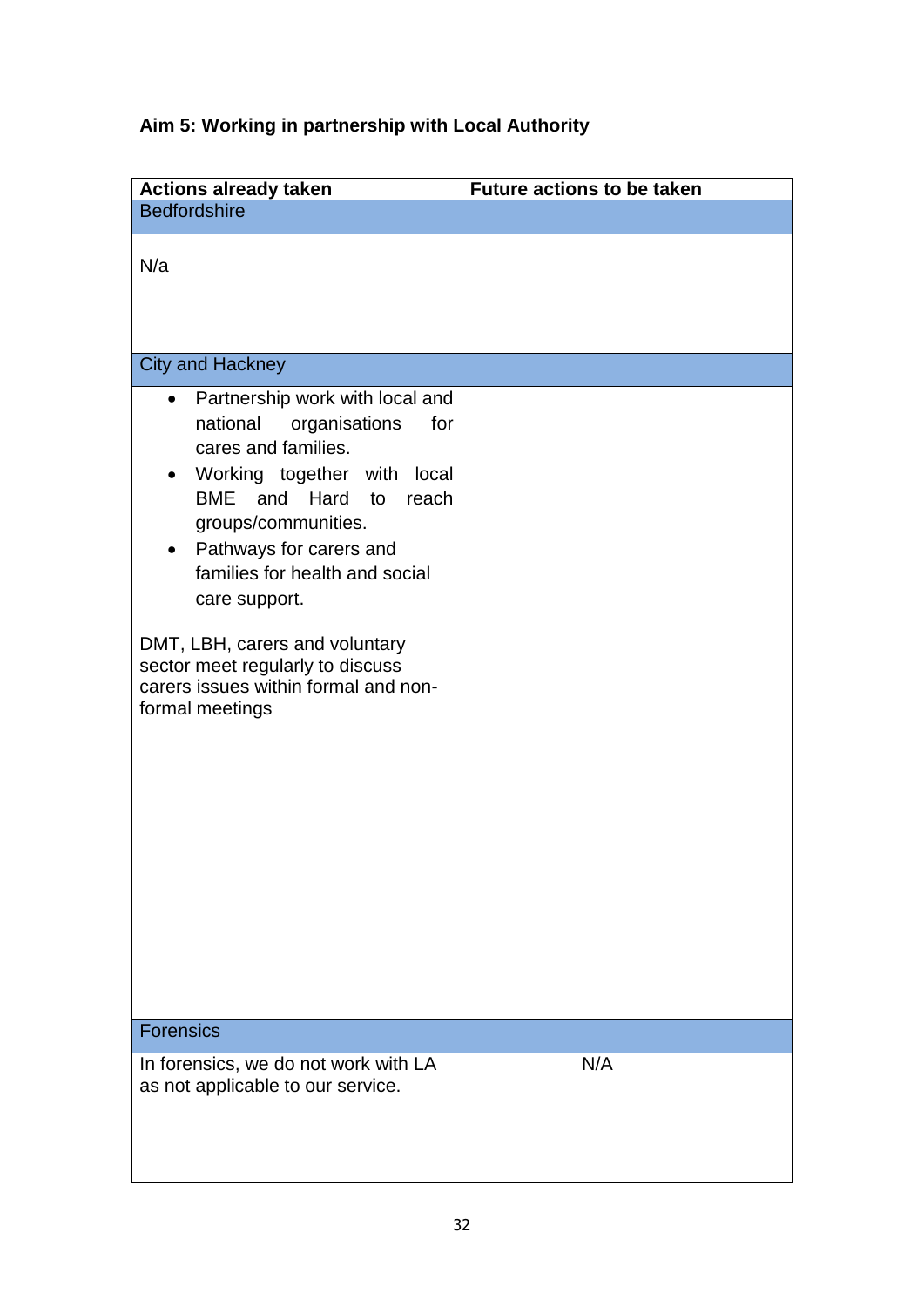**Aim 5: Working in partnership with Local Authority**

| Actions already taken | Future actions to be taken |
|---|---|
| Bedfordshire | |
| N/a | |
| City and Hackney | |
| • Partnership work with local and national organisations for cares and families.<br>• Working together with local BME and Hard to reach groups/communities.<br>• Pathways for carers and families for health and social care support.<br><br>DMT, LBH, carers and voluntary sector meet regularly to discuss carers issues within formal and non-formal meetings | |
| Forensics | |
| In forensics, we do not work with LA as not applicable to our service. | N/A |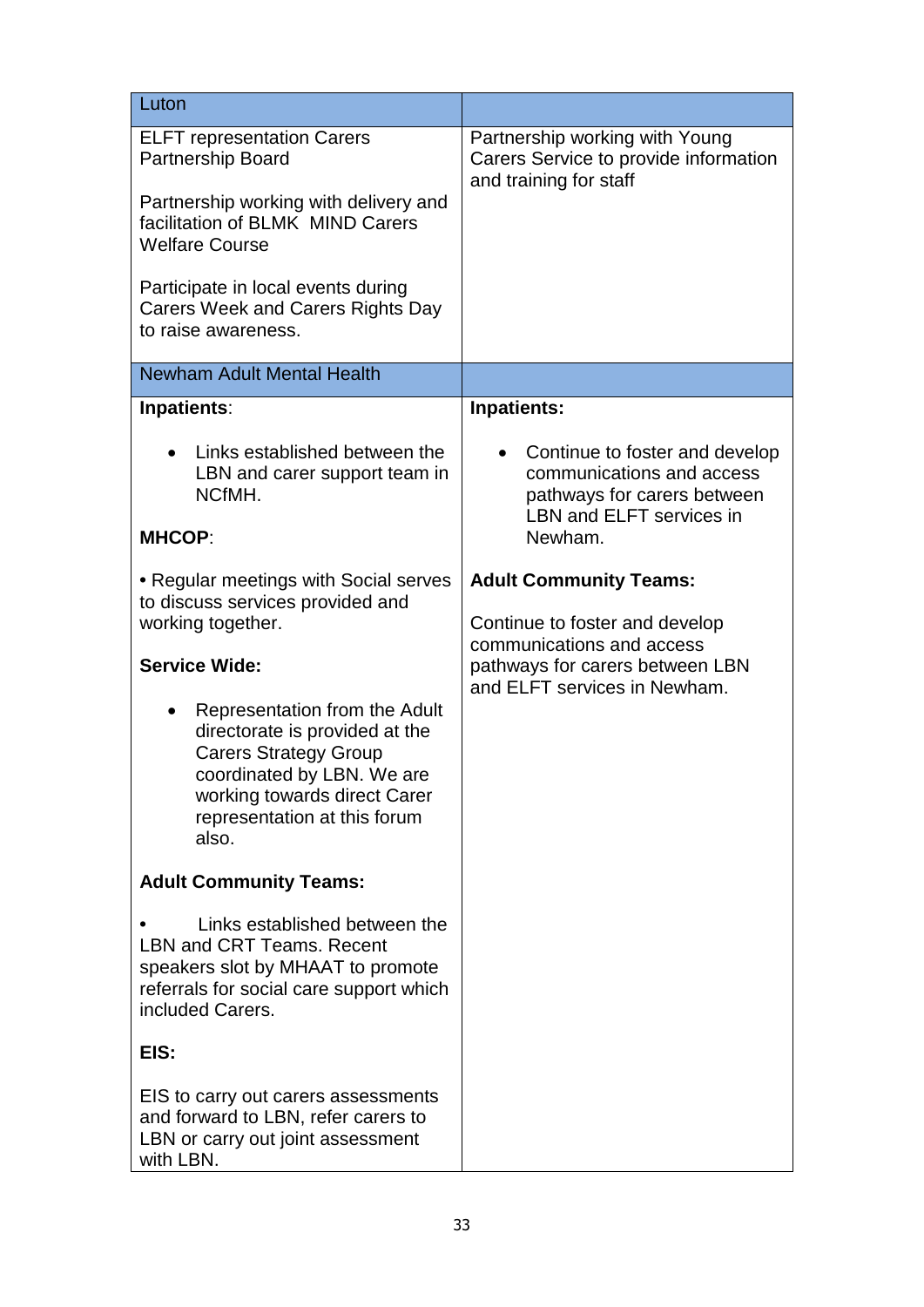| Luton | |
|---|---|
| ELFT representation Carers Partnership Board<br><br>Partnership working with delivery and facilitation of BLMK MIND Carers Welfare Course<br><br>Participate in local events during Carers Week and Carers Rights Day to raise awareness. | Partnership working with Young Carers Service to provide information and training for staff |
| **Newham Adult Mental Health** | |
| **Inpatients**:<br><br>• Links established between the LBN and carer support team in NCfMH.<br><br>**MHCOP**:<br><br>• Regular meetings with Social serves to discuss services provided and working together.<br><br>**Service Wide:**<br><br>• Representation from the Adult directorate is provided at the Carers Strategy Group coordinated by LBN. We are working towards direct Carer representation at this forum also.<br><br>**Adult Community Teams:**<br><br>• Links established between the LBN and CRT Teams. Recent speakers slot by MHAAT to promote referrals for social care support which included Carers.<br><br>**EIS:**<br><br>EIS to carry out carers assessments and forward to LBN, refer carers to LBN or carry out joint assessment with LBN. | **Inpatients:**<br><br>• Continue to foster and develop communications and access pathways for carers between LBN and ELFT services in Newham.<br><br>**Adult Community Teams:**<br><br>Continue to foster and develop communications and access pathways for carers between LBN and ELFT services in Newham. |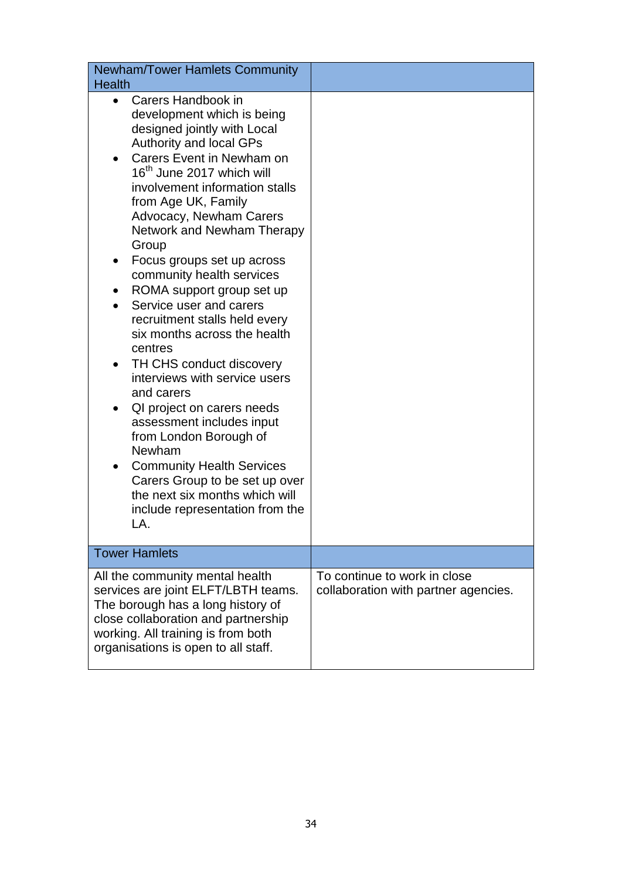| Newham/Tower Hamlets Community Health | |
|---|---|
| <ul><li>Carers Handbook in development which is being designed jointly with Local Authority and local GPs</li><li>Carers Event in Newham on 16th June 2017 which will involvement information stalls from Age UK, Family Advocacy, Newham Carers Network and Newham Therapy Group</li><li>Focus groups set up across community health services</li><li>ROMA support group set up</li><li>Service user and carers recruitment stalls held every six months across the health centres</li><li>TH CHS conduct discovery interviews with service users and carers</li><li>QI project on carers needs assessment includes input from London Borough of Newham</li><li>Community Health Services Carers Group to be set up over the next six months which will include representation from the LA.</li></ul> | |
| **Tower Hamlets** | |
| All the community mental health services are joint ELFT/LBTH teams. The borough has a long history of close collaboration and partnership working. All training is from both organisations is open to all staff. | To continue to work in close collaboration with partner agencies. |